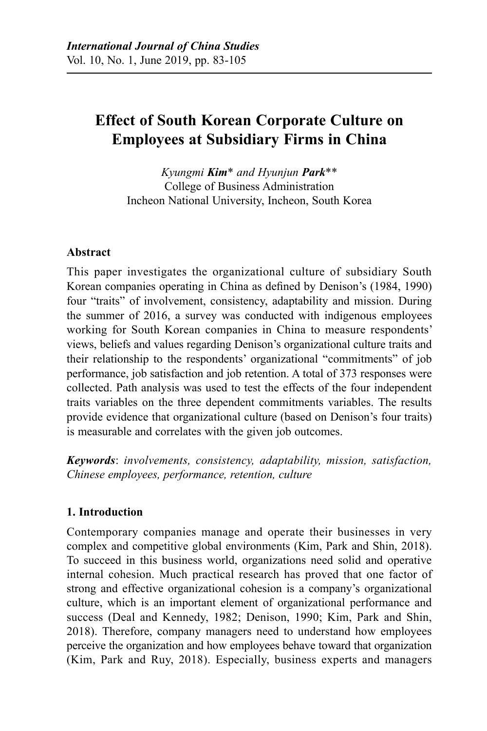# Effect of South Korean Corporate Culture on Employees at Subsidiary Firms in China

*Kyungmi* ***Kim**** *and Hyunjun* ***Park****\*
College of Business Administration
Incheon National University, Incheon, South Korea

### Abstract

This paper investigates the organizational culture of subsidiary South Korean companies operating in China as defined by Denison's (1984, 1990) four "traits" of involvement, consistency, adaptability and mission. During the summer of 2016, a survey was conducted with indigenous employees working for South Korean companies in China to measure respondents' views, beliefs and values regarding Denison's organizational culture traits and their relationship to the respondents' organizational "commitments" of job performance, job satisfaction and job retention. A total of 373 responses were collected. Path analysis was used to test the effects of the four independent traits variables on the three dependent commitments variables. The results provide evidence that organizational culture (based on Denison's four traits) is measurable and correlates with the given job outcomes.

***Keywords***: *involvements, consistency, adaptability, mission, satisfaction, Chinese employees, performance, retention, culture*

### 1. Introduction

Contemporary companies manage and operate their businesses in very complex and competitive global environments (Kim, Park and Shin, 2018). To succeed in this business world, organizations need solid and operative internal cohesion. Much practical research has proved that one factor of strong and effective organizational cohesion is a company's organizational culture, which is an important element of organizational performance and success (Deal and Kennedy, 1982; Denison, 1990; Kim, Park and Shin, 2018). Therefore, company managers need to understand how employees perceive the organization and how employees behave toward that organization (Kim, Park and Ruy, 2018). Especially, business experts and managers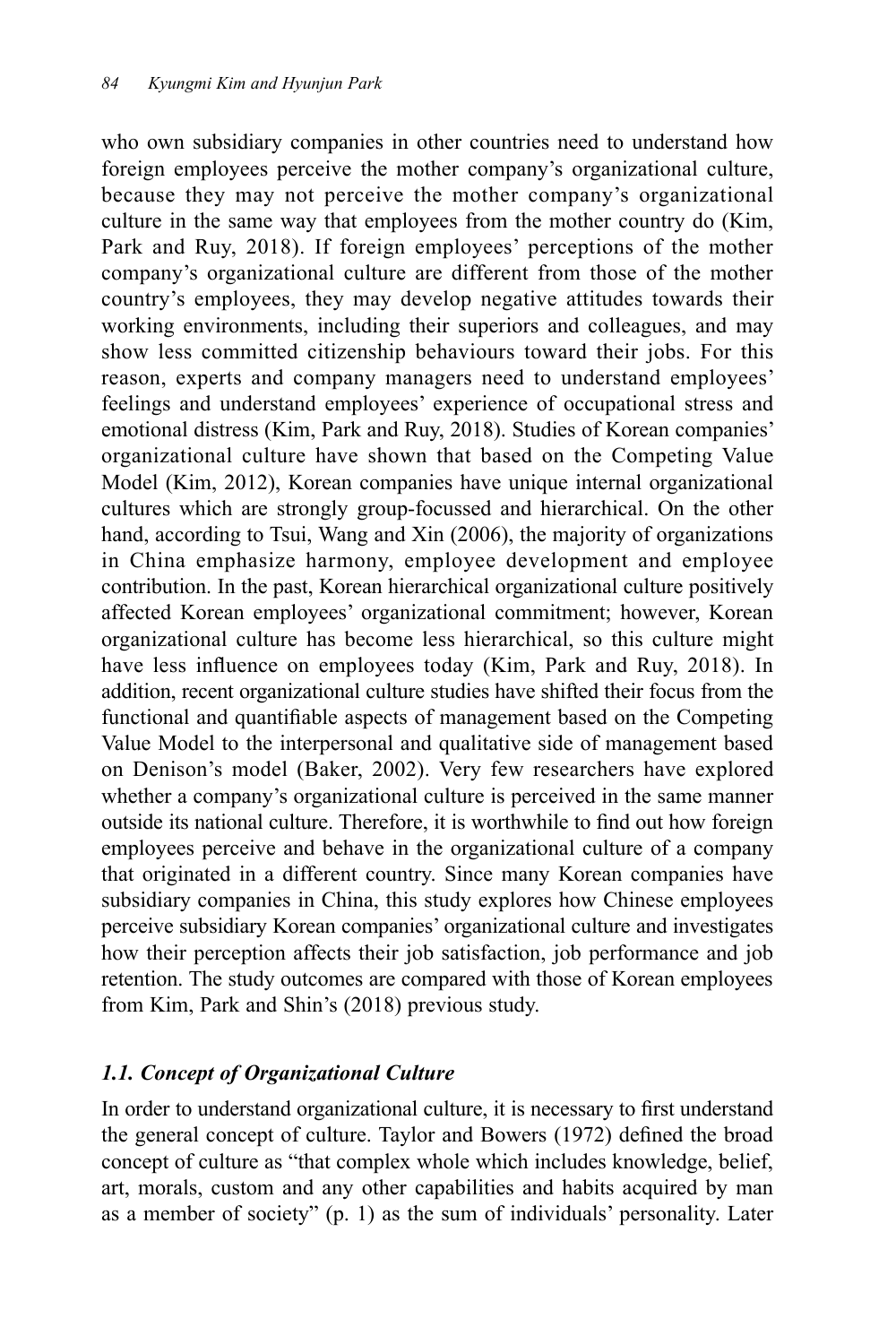who own subsidiary companies in other countries need to understand how foreign employees perceive the mother company's organizational culture, because they may not perceive the mother company's organizational culture in the same way that employees from the mother country do (Kim, Park and Ruy, 2018). If foreign employees' perceptions of the mother company's organizational culture are different from those of the mother country's employees, they may develop negative attitudes towards their working environments, including their superiors and colleagues, and may show less committed citizenship behaviours toward their jobs. For this reason, experts and company managers need to understand employees' feelings and understand employees' experience of occupational stress and emotional distress (Kim, Park and Ruy, 2018). Studies of Korean companies' organizational culture have shown that based on the Competing Value Model (Kim, 2012), Korean companies have unique internal organizational cultures which are strongly group-focussed and hierarchical. On the other hand, according to Tsui, Wang and Xin (2006), the majority of organizations in China emphasize harmony, employee development and employee contribution. In the past, Korean hierarchical organizational culture positively affected Korean employees' organizational commitment; however, Korean organizational culture has become less hierarchical, so this culture might have less influence on employees today (Kim, Park and Ruy, 2018). In addition, recent organizational culture studies have shifted their focus from the functional and quantifiable aspects of management based on the Competing Value Model to the interpersonal and qualitative side of management based on Denison's model (Baker, 2002). Very few researchers have explored whether a company's organizational culture is perceived in the same manner outside its national culture. Therefore, it is worthwhile to find out how foreign employees perceive and behave in the organizational culture of a company that originated in a different country. Since many Korean companies have subsidiary companies in China, this study explores how Chinese employees perceive subsidiary Korean companies' organizational culture and investigates how their perception affects their job satisfaction, job performance and job retention. The study outcomes are compared with those of Korean employees from Kim, Park and Shin's (2018) previous study.

### *1.1. Concept of Organizational Culture*

In order to understand organizational culture, it is necessary to first understand the general concept of culture. Taylor and Bowers (1972) defined the broad concept of culture as "that complex whole which includes knowledge, belief, art, morals, custom and any other capabilities and habits acquired by man as a member of society" (p. 1) as the sum of individuals' personality. Later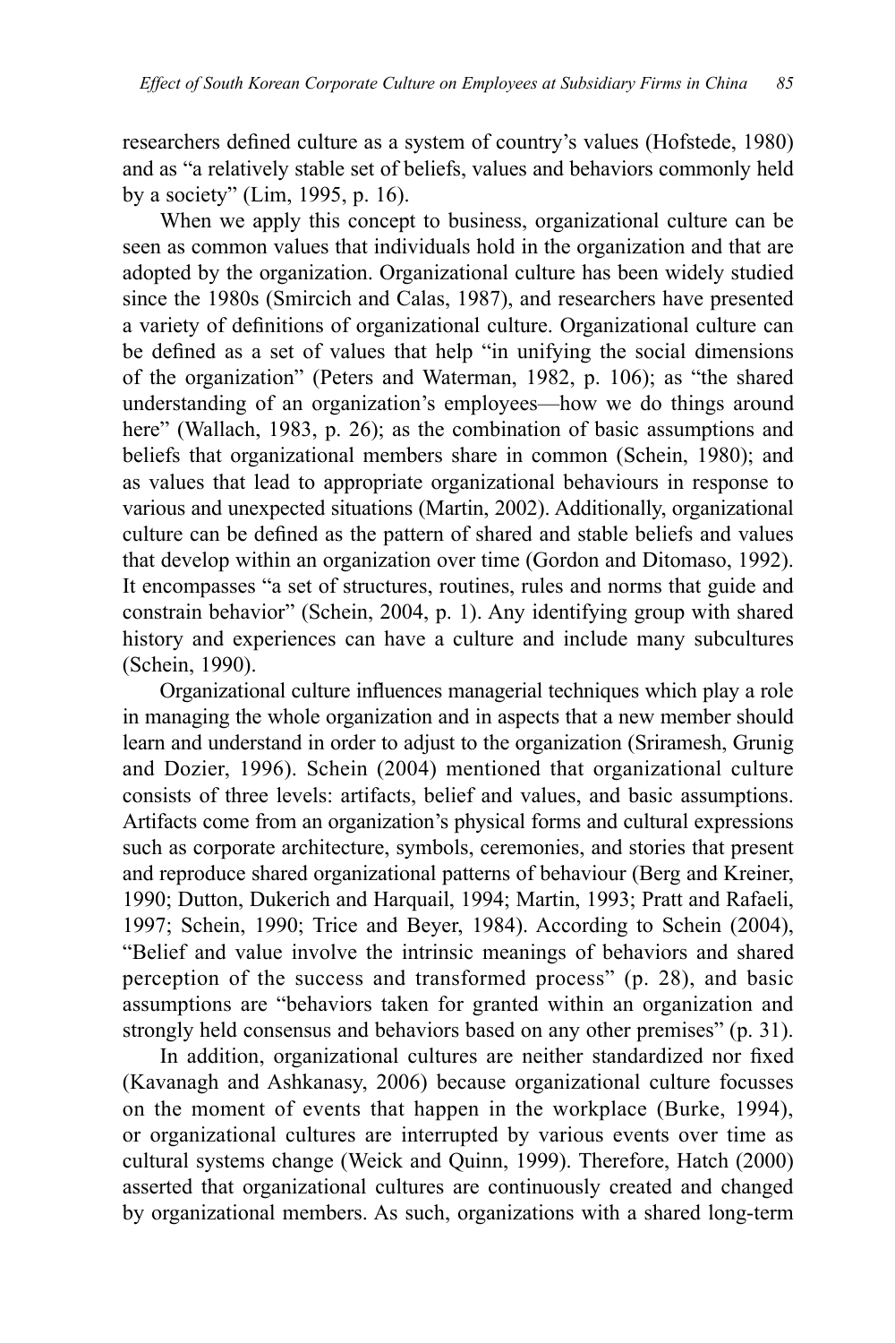researchers defined culture as a system of country's values (Hofstede, 1980) and as "a relatively stable set of beliefs, values and behaviors commonly held by a society" (Lim, 1995, p. 16).

When we apply this concept to business, organizational culture can be seen as common values that individuals hold in the organization and that are adopted by the organization. Organizational culture has been widely studied since the 1980s (Smircich and Calas, 1987), and researchers have presented a variety of definitions of organizational culture. Organizational culture can be defined as a set of values that help "in unifying the social dimensions of the organization" (Peters and Waterman, 1982, p. 106); as "the shared understanding of an organization's employees—how we do things around here" (Wallach, 1983, p. 26); as the combination of basic assumptions and beliefs that organizational members share in common (Schein, 1980); and as values that lead to appropriate organizational behaviours in response to various and unexpected situations (Martin, 2002). Additionally, organizational culture can be defined as the pattern of shared and stable beliefs and values that develop within an organization over time (Gordon and Ditomaso, 1992). It encompasses "a set of structures, routines, rules and norms that guide and constrain behavior" (Schein, 2004, p. 1). Any identifying group with shared history and experiences can have a culture and include many subcultures (Schein, 1990).

Organizational culture influences managerial techniques which play a role in managing the whole organization and in aspects that a new member should learn and understand in order to adjust to the organization (Sriramesh, Grunig and Dozier, 1996). Schein (2004) mentioned that organizational culture consists of three levels: artifacts, belief and values, and basic assumptions. Artifacts come from an organization's physical forms and cultural expressions such as corporate architecture, symbols, ceremonies, and stories that present and reproduce shared organizational patterns of behaviour (Berg and Kreiner, 1990; Dutton, Dukerich and Harquail, 1994; Martin, 1993; Pratt and Rafaeli, 1997; Schein, 1990; Trice and Beyer, 1984). According to Schein (2004), "Belief and value involve the intrinsic meanings of behaviors and shared perception of the success and transformed process" (p. 28), and basic assumptions are "behaviors taken for granted within an organization and strongly held consensus and behaviors based on any other premises" (p. 31).

In addition, organizational cultures are neither standardized nor fixed (Kavanagh and Ashkanasy, 2006) because organizational culture focusses on the moment of events that happen in the workplace (Burke, 1994), or organizational cultures are interrupted by various events over time as cultural systems change (Weick and Quinn, 1999). Therefore, Hatch (2000) asserted that organizational cultures are continuously created and changed by organizational members. As such, organizations with a shared long-term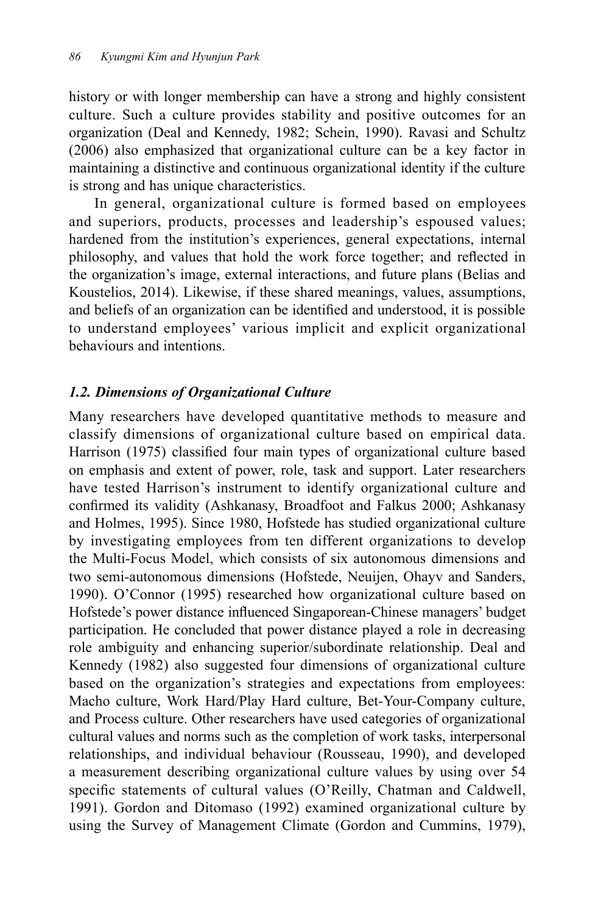history or with longer membership can have a strong and highly consistent culture. Such a culture provides stability and positive outcomes for an organization (Deal and Kennedy, 1982; Schein, 1990). Ravasi and Schultz (2006) also emphasized that organizational culture can be a key factor in maintaining a distinctive and continuous organizational identity if the culture is strong and has unique characteristics.

In general, organizational culture is formed based on employees and superiors, products, processes and leadership's espoused values; hardened from the institution's experiences, general expectations, internal philosophy, and values that hold the work force together; and reflected in the organization's image, external interactions, and future plans (Belias and Koustelios, 2014). Likewise, if these shared meanings, values, assumptions, and beliefs of an organization can be identified and understood, it is possible to understand employees' various implicit and explicit organizational behaviours and intentions.

### *1.2. Dimensions of Organizational Culture*

Many researchers have developed quantitative methods to measure and classify dimensions of organizational culture based on empirical data. Harrison (1975) classified four main types of organizational culture based on emphasis and extent of power, role, task and support. Later researchers have tested Harrison's instrument to identify organizational culture and confirmed its validity (Ashkanasy, Broadfoot and Falkus 2000; Ashkanasy and Holmes, 1995). Since 1980, Hofstede has studied organizational culture by investigating employees from ten different organizations to develop the Multi-Focus Model, which consists of six autonomous dimensions and two semi-autonomous dimensions (Hofstede, Neuijen, Ohayv and Sanders, 1990). O'Connor (1995) researched how organizational culture based on Hofstede's power distance influenced Singaporean-Chinese managers' budget participation. He concluded that power distance played a role in decreasing role ambiguity and enhancing superior/subordinate relationship. Deal and Kennedy (1982) also suggested four dimensions of organizational culture based on the organization's strategies and expectations from employees: Macho culture, Work Hard/Play Hard culture, Bet-Your-Company culture, and Process culture. Other researchers have used categories of organizational cultural values and norms such as the completion of work tasks, interpersonal relationships, and individual behaviour (Rousseau, 1990), and developed a measurement describing organizational culture values by using over 54 specific statements of cultural values (O'Reilly, Chatman and Caldwell, 1991). Gordon and Ditomaso (1992) examined organizational culture by using the Survey of Management Climate (Gordon and Cummins, 1979),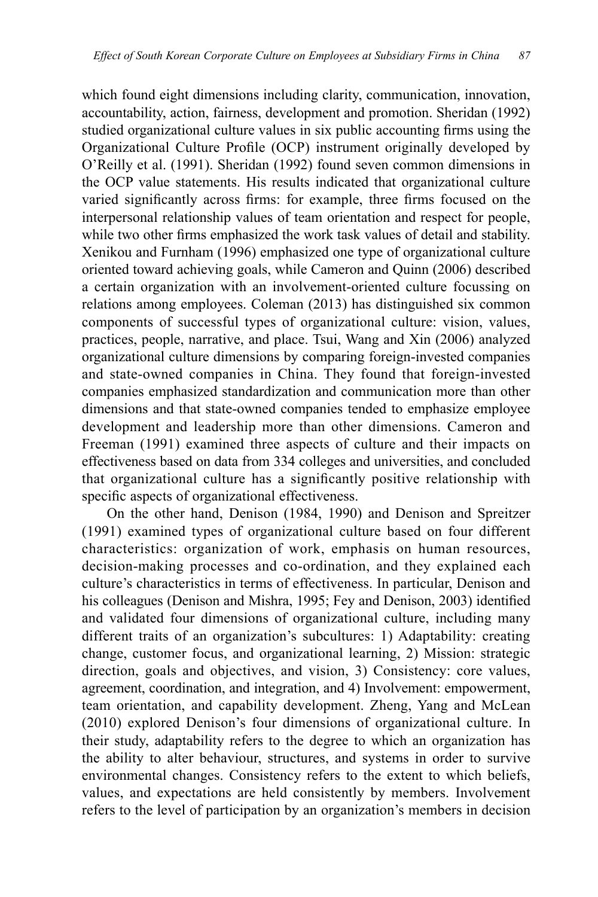which found eight dimensions including clarity, communication, innovation, accountability, action, fairness, development and promotion. Sheridan (1992) studied organizational culture values in six public accounting firms using the Organizational Culture Profile (OCP) instrument originally developed by O'Reilly et al. (1991). Sheridan (1992) found seven common dimensions in the OCP value statements. His results indicated that organizational culture varied significantly across firms: for example, three firms focused on the interpersonal relationship values of team orientation and respect for people, while two other firms emphasized the work task values of detail and stability. Xenikou and Furnham (1996) emphasized one type of organizational culture oriented toward achieving goals, while Cameron and Quinn (2006) described a certain organization with an involvement-oriented culture focussing on relations among employees. Coleman (2013) has distinguished six common components of successful types of organizational culture: vision, values, practices, people, narrative, and place. Tsui, Wang and Xin (2006) analyzed organizational culture dimensions by comparing foreign-invested companies and state-owned companies in China. They found that foreign-invested companies emphasized standardization and communication more than other dimensions and that state-owned companies tended to emphasize employee development and leadership more than other dimensions. Cameron and Freeman (1991) examined three aspects of culture and their impacts on effectiveness based on data from 334 colleges and universities, and concluded that organizational culture has a significantly positive relationship with specific aspects of organizational effectiveness.

On the other hand, Denison (1984, 1990) and Denison and Spreitzer (1991) examined types of organizational culture based on four different characteristics: organization of work, emphasis on human resources, decision-making processes and co-ordination, and they explained each culture's characteristics in terms of effectiveness. In particular, Denison and his colleagues (Denison and Mishra, 1995; Fey and Denison, 2003) identified and validated four dimensions of organizational culture, including many different traits of an organization's subcultures: 1) Adaptability: creating change, customer focus, and organizational learning, 2) Mission: strategic direction, goals and objectives, and vision, 3) Consistency: core values, agreement, coordination, and integration, and 4) Involvement: empowerment, team orientation, and capability development. Zheng, Yang and McLean (2010) explored Denison's four dimensions of organizational culture. In their study, adaptability refers to the degree to which an organization has the ability to alter behaviour, structures, and systems in order to survive environmental changes. Consistency refers to the extent to which beliefs, values, and expectations are held consistently by members. Involvement refers to the level of participation by an organization's members in decision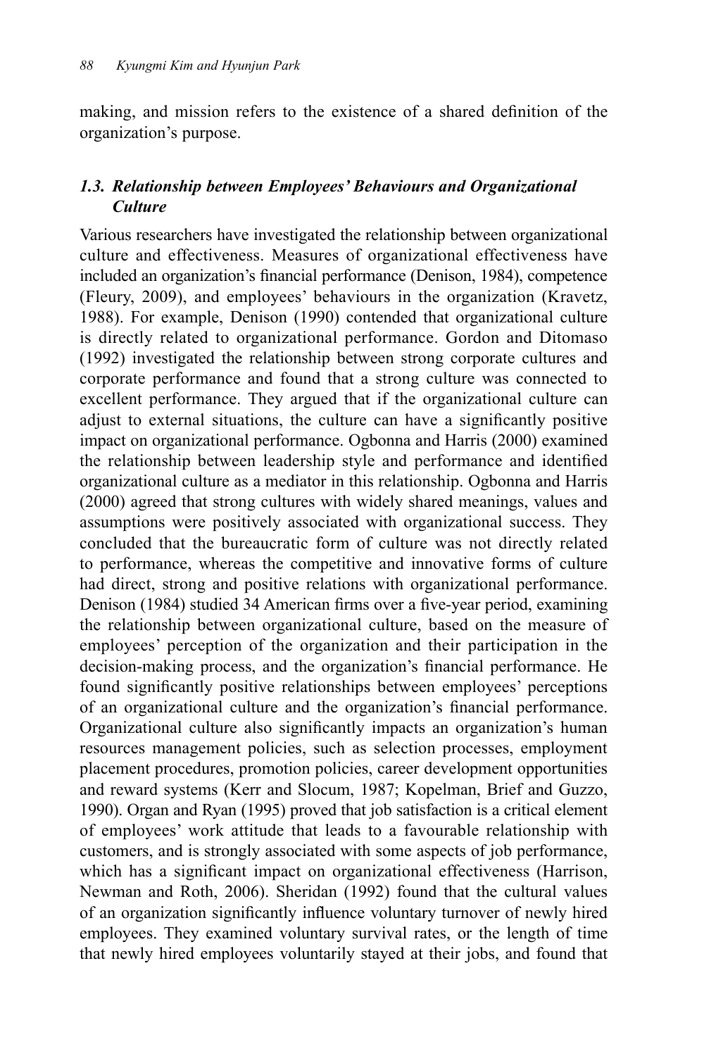making, and mission refers to the existence of a shared definition of the organization's purpose.

### *1.3. Relationship between Employees' Behaviours and Organizational Culture*

Various researchers have investigated the relationship between organizational culture and effectiveness. Measures of organizational effectiveness have included an organization's financial performance (Denison, 1984), competence (Fleury, 2009), and employees' behaviours in the organization (Kravetz, 1988). For example, Denison (1990) contended that organizational culture is directly related to organizational performance. Gordon and Ditomaso (1992) investigated the relationship between strong corporate cultures and corporate performance and found that a strong culture was connected to excellent performance. They argued that if the organizational culture can adjust to external situations, the culture can have a significantly positive impact on organizational performance. Ogbonna and Harris (2000) examined the relationship between leadership style and performance and identified organizational culture as a mediator in this relationship. Ogbonna and Harris (2000) agreed that strong cultures with widely shared meanings, values and assumptions were positively associated with organizational success. They concluded that the bureaucratic form of culture was not directly related to performance, whereas the competitive and innovative forms of culture had direct, strong and positive relations with organizational performance. Denison (1984) studied 34 American firms over a five-year period, examining the relationship between organizational culture, based on the measure of employees' perception of the organization and their participation in the decision-making process, and the organization's financial performance. He found significantly positive relationships between employees' perceptions of an organizational culture and the organization's financial performance. Organizational culture also significantly impacts an organization's human resources management policies, such as selection processes, employment placement procedures, promotion policies, career development opportunities and reward systems (Kerr and Slocum, 1987; Kopelman, Brief and Guzzo, 1990). Organ and Ryan (1995) proved that job satisfaction is a critical element of employees' work attitude that leads to a favourable relationship with customers, and is strongly associated with some aspects of job performance, which has a significant impact on organizational effectiveness (Harrison, Newman and Roth, 2006). Sheridan (1992) found that the cultural values of an organization significantly influence voluntary turnover of newly hired employees. They examined voluntary survival rates, or the length of time that newly hired employees voluntarily stayed at their jobs, and found that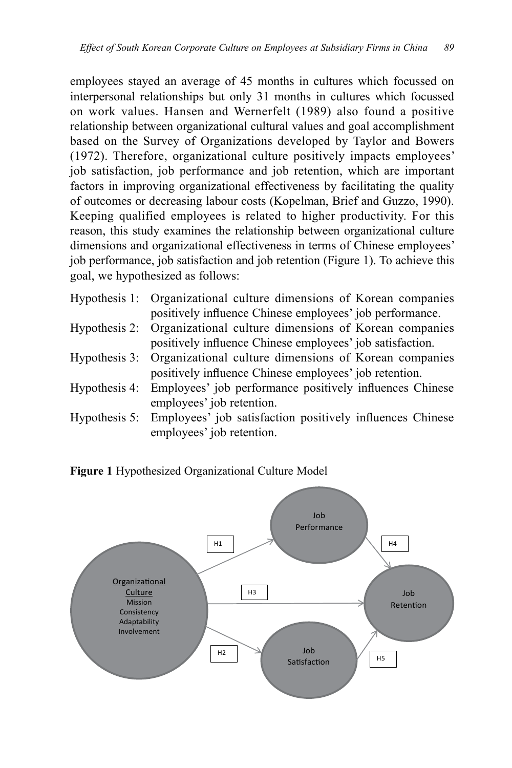employees stayed an average of 45 months in cultures which focussed on interpersonal relationships but only 31 months in cultures which focussed on work values. Hansen and Wernerfelt (1989) also found a positive relationship between organizational cultural values and goal accomplishment based on the Survey of Organizations developed by Taylor and Bowers (1972). Therefore, organizational culture positively impacts employees' job satisfaction, job performance and job retention, which are important factors in improving organizational effectiveness by facilitating the quality of outcomes or decreasing labour costs (Kopelman, Brief and Guzzo, 1990). Keeping qualified employees is related to higher productivity. For this reason, this study examines the relationship between organizational culture dimensions and organizational effectiveness in terms of Chinese employees' job performance, job satisfaction and job retention (Figure 1). To achieve this goal, we hypothesized as follows:

- Hypothesis 1: Organizational culture dimensions of Korean companies positively influence Chinese employees' job performance.
- Hypothesis 2: Organizational culture dimensions of Korean companies positively influence Chinese employees' job satisfaction.
- Hypothesis 3: Organizational culture dimensions of Korean companies positively influence Chinese employees' job retention.
- Hypothesis 4: Employees' job performance positively influences Chinese employees' job retention.
- Hypothesis 5: Employees' job satisfaction positively influences Chinese employees' job retention.

**Figure 1** Hypothesized Organizational Culture Model

Organizational Culture (Mission, Consistency, Adaptability, Involvement) → H1 → Job Performance

Organizational Culture → H2 → Job Satisfaction

Organizational Culture → H3 → Job Retention

Job Performance → H4 → Job Retention

Job Satisfaction → H5 → Job Retention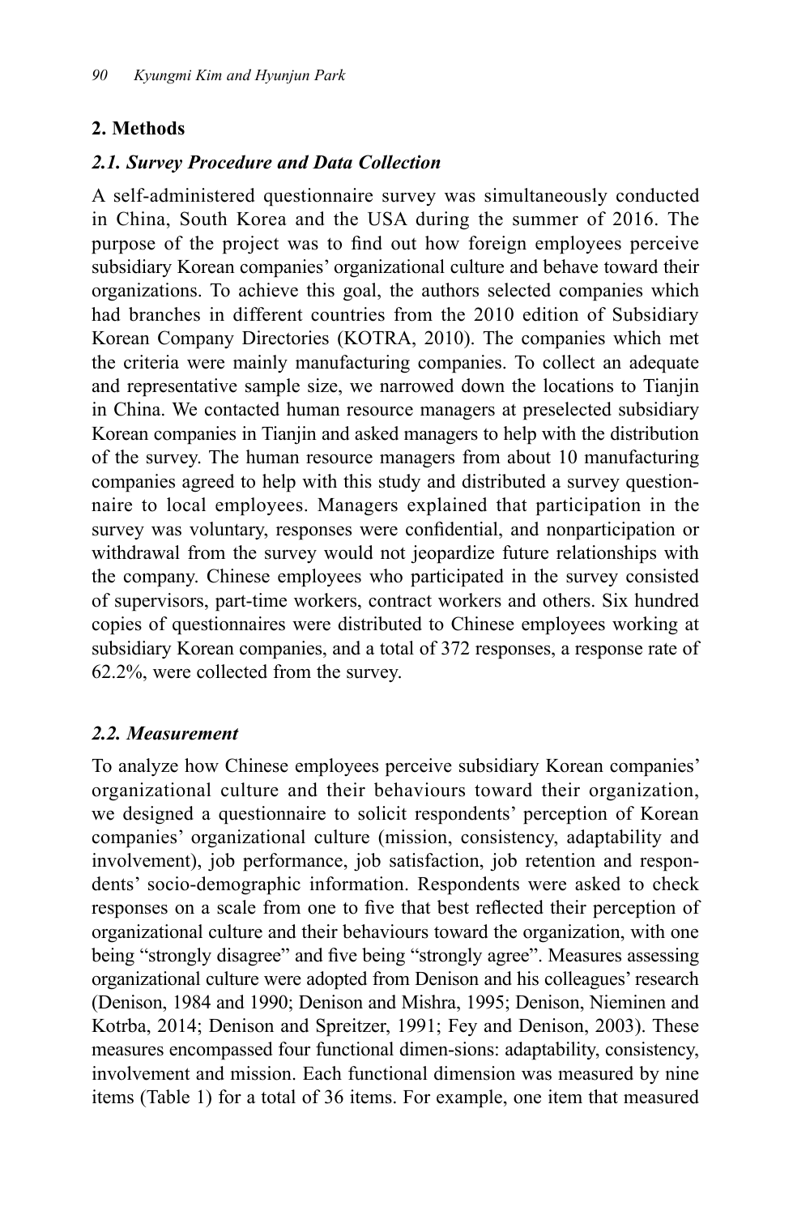## 2. Methods

### *2.1. Survey Procedure and Data Collection*

A self-administered questionnaire survey was simultaneously conducted in China, South Korea and the USA during the summer of 2016. The purpose of the project was to find out how foreign employees perceive subsidiary Korean companies' organizational culture and behave toward their organizations. To achieve this goal, the authors selected companies which had branches in different countries from the 2010 edition of Subsidiary Korean Company Directories (KOTRA, 2010). The companies which met the criteria were mainly manufacturing companies. To collect an adequate and representative sample size, we narrowed down the locations to Tianjin in China. We contacted human resource managers at preselected subsidiary Korean companies in Tianjin and asked managers to help with the distribution of the survey. The human resource managers from about 10 manufacturing companies agreed to help with this study and distributed a survey questionnaire to local employees. Managers explained that participation in the survey was voluntary, responses were confidential, and nonparticipation or withdrawal from the survey would not jeopardize future relationships with the company. Chinese employees who participated in the survey consisted of supervisors, part-time workers, contract workers and others. Six hundred copies of questionnaires were distributed to Chinese employees working at subsidiary Korean companies, and a total of 372 responses, a response rate of 62.2%, were collected from the survey.

### *2.2. Measurement*

To analyze how Chinese employees perceive subsidiary Korean companies' organizational culture and their behaviours toward their organization, we designed a questionnaire to solicit respondents' perception of Korean companies' organizational culture (mission, consistency, adaptability and involvement), job performance, job satisfaction, job retention and respondents' socio-demographic information. Respondents were asked to check responses on a scale from one to five that best reflected their perception of organizational culture and their behaviours toward the organization, with one being "strongly disagree" and five being "strongly agree". Measures assessing organizational culture were adopted from Denison and his colleagues' research (Denison, 1984 and 1990; Denison and Mishra, 1995; Denison, Nieminen and Kotrba, 2014; Denison and Spreitzer, 1991; Fey and Denison, 2003). These measures encompassed four functional dimen-sions: adaptability, consistency, involvement and mission. Each functional dimension was measured by nine items (Table 1) for a total of 36 items. For example, one item that measured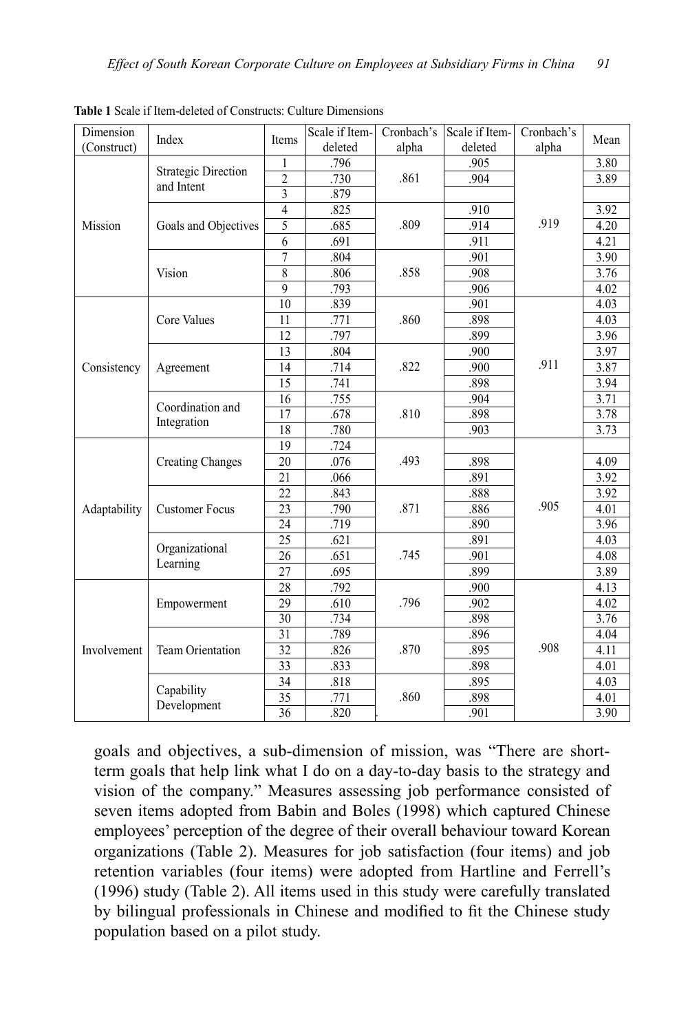**Table 1** Scale if Item-deleted of Constructs: Culture Dimensions

| Dimension (Construct) | Index | Items | Scale if Item-deleted | Cronbach's alpha | Scale if Item-deleted | Cronbach's alpha | Mean |
|---|---|---|---|---|---|---|---|
| Mission | Strategic Direction and Intent | 1 | .796 | .861 | .905 | .919 | 3.80 |
| | | 2 | .730 | | .904 | | 3.89 |
| | | 3 | .879 | | | | |
| | Goals and Objectives | 4 | .825 | .809 | .910 | | 3.92 |
| | | 5 | .685 | | .914 | | 4.20 |
| | | 6 | .691 | | .911 | | 4.21 |
| | Vision | 7 | .804 | .858 | .901 | | 3.90 |
| | | 8 | .806 | | .908 | | 3.76 |
| | | 9 | .793 | | .906 | | 4.02 |
| Consistency | Core Values | 10 | .839 | .860 | .901 | .911 | 4.03 |
| | | 11 | .771 | | .898 | | 4.03 |
| | | 12 | .797 | | .899 | | 3.96 |
| | Agreement | 13 | .804 | .822 | .900 | | 3.97 |
| | | 14 | .714 | | .900 | | 3.87 |
| | | 15 | .741 | | .898 | | 3.94 |
| | Coordination and Integration | 16 | .755 | .810 | .904 | | 3.71 |
| | | 17 | .678 | | .898 | | 3.78 |
| | | 18 | .780 | | .903 | | 3.73 |
| Adaptability | Creating Changes | 19 | .724 | .493 | | .905 | |
| | | 20 | .076 | | .898 | | 4.09 |
| | | 21 | .066 | | .891 | | 3.92 |
| | Customer Focus | 22 | .843 | .871 | .888 | | 3.92 |
| | | 23 | .790 | | .886 | | 4.01 |
| | | 24 | .719 | | .890 | | 3.96 |
| | Organizational Learning | 25 | .621 | .745 | .891 | | 4.03 |
| | | 26 | .651 | | .901 | | 4.08 |
| | | 27 | .695 | | .899 | | 3.89 |
| Involvement | Empowerment | 28 | .792 | .796 | .900 | .908 | 4.13 |
| | | 29 | .610 | | .902 | | 4.02 |
| | | 30 | .734 | | .898 | | 3.76 |
| | Team Orientation | 31 | .789 | .870 | .896 | | 4.04 |
| | | 32 | .826 | | .895 | | 4.11 |
| | | 33 | .833 | | .898 | | 4.01 |
| | Capability Development | 34 | .818 | .860 | .895 | | 4.03 |
| | | 35 | .771 | | .898 | | 4.01 |
| | | 36 | .820 | . | .901 | | 3.90 |

goals and objectives, a sub-dimension of mission, was "There are short-term goals that help link what I do on a day-to-day basis to the strategy and vision of the company." Measures assessing job performance consisted of seven items adopted from Babin and Boles (1998) which captured Chinese employees' perception of the degree of their overall behaviour toward Korean organizations (Table 2). Measures for job satisfaction (four items) and job retention variables (four items) were adopted from Hartline and Ferrell's (1996) study (Table 2). All items used in this study were carefully translated by bilingual professionals in Chinese and modified to fit the Chinese study population based on a pilot study.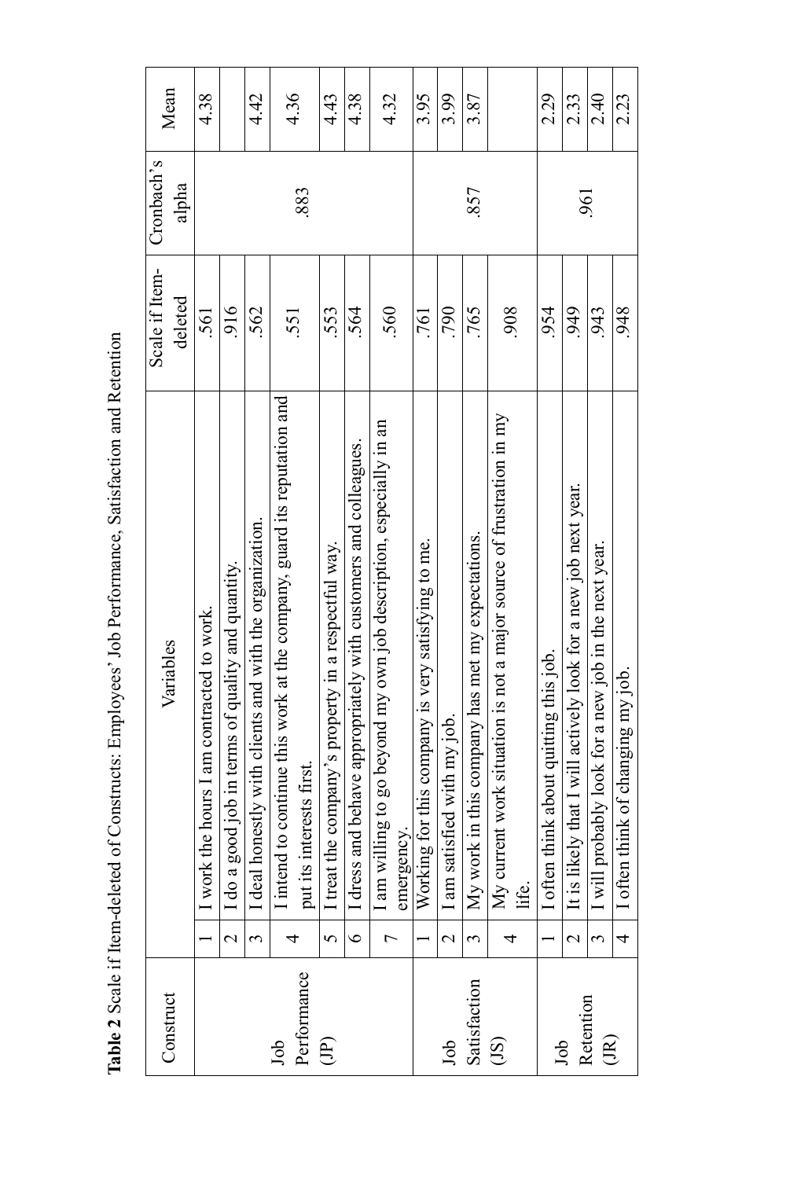**Table 2** Scale if Item-deleted of Constructs: Employees' Job Performance, Satisfaction and Retention

| Construct | | Variables | Scale if Item-deleted | Cronbach's alpha | Mean |
|---|---|---|---|---|---|
| Job Performance (JP) | 1 | I work the hours I am contracted to work. | .561 | .883 | 4.38 |
| | 2 | I do a good job in terms of quality and quantity. | .916 | | |
| | 3 | I deal honestly with clients and with the organization. | .562 | | 4.42 |
| | 4 | I intend to continue this work at the company, guard its reputation and put its interests first. | .551 | | 4.36 |
| | 5 | I treat the company's property in a respectful way. | .553 | | 4.43 |
| | 6 | I dress and behave appropriately with customers and colleagues. | .564 | | 4.38 |
| | 7 | I am willing to go beyond my own job description, especially in an emergency. | .560 | | 4.32 |
| Job Satisfaction (JS) | 1 | Working for this company is very satisfying to me. | .761 | .857 | 3.95 |
| | 2 | I am satisfied with my job. | .790 | | 3.99 |
| | 3 | My work in this company has met my expectations. | .765 | | 3.87 |
| | 4 | My current work situation is not a major source of frustration in my life. | .908 | | |
| Job Retention (JR) | 1 | I often think about quitting this job. | .954 | .961 | 2.29 |
| | 2 | It is likely that I will actively look for a new job next year. | .949 | | 2.33 |
| | 3 | I will probably look for a new job in the next year. | .943 | | 2.40 |
| | 4 | I often think of changing my job. | .948 | | 2.23 |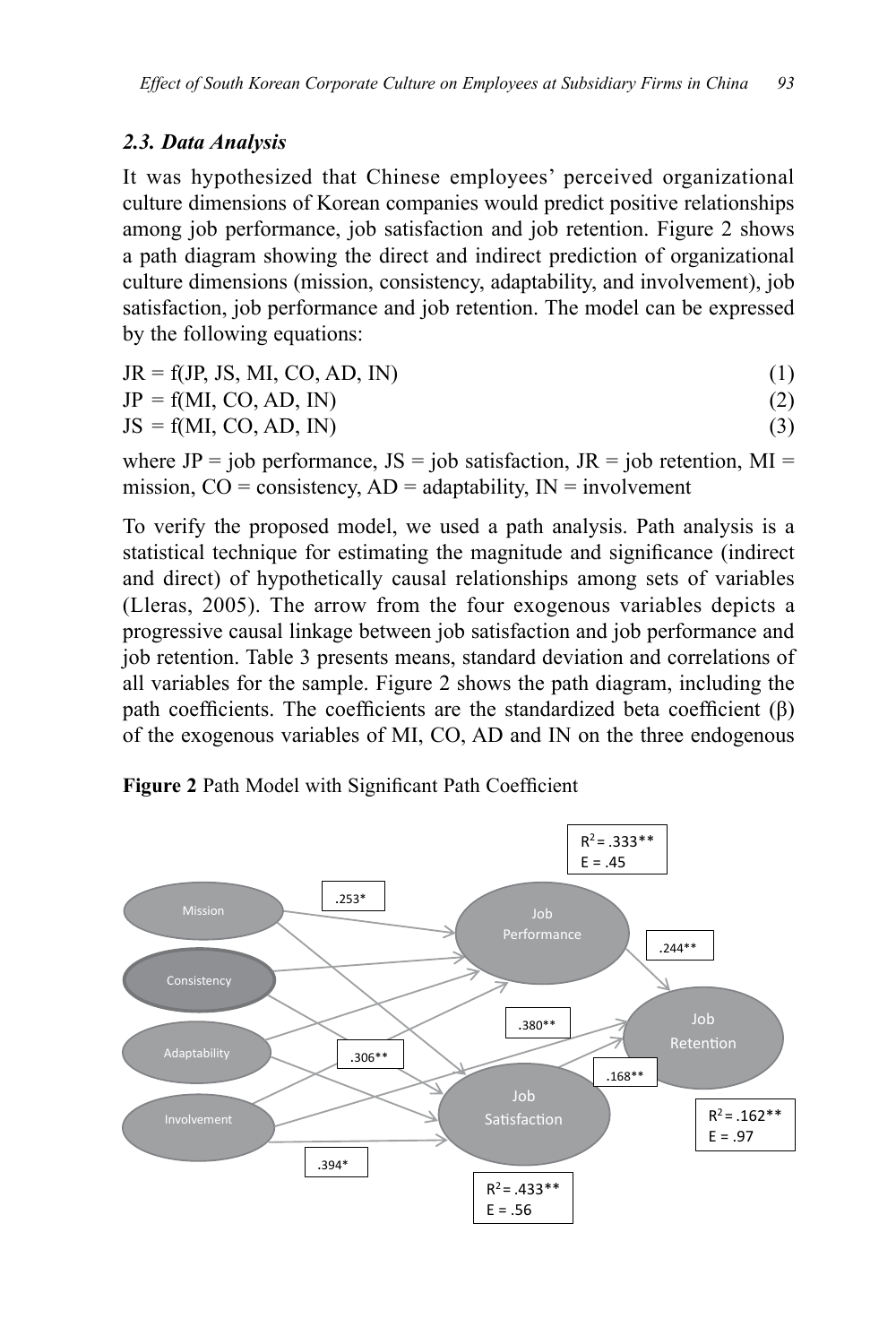### *2.3. Data Analysis*

It was hypothesized that Chinese employees' perceived organizational culture dimensions of Korean companies would predict positive relationships among job performance, job satisfaction and job retention. Figure 2 shows a path diagram showing the direct and indirect prediction of organizational culture dimensions (mission, consistency, adaptability, and involvement), job satisfaction, job performance and job retention. The model can be expressed by the following equations:

$$JR = f(JP, JS, MI, CO, AD, IN) \quad (1)$$

$$JP = f(MI, CO, AD, IN) \quad (2)$$

$$JS = f(MI, CO, AD, IN) \quad (3)$$

where JP = job performance, JS = job satisfaction, JR = job retention, MI = mission, CO = consistency, AD = adaptability, IN = involvement

To verify the proposed model, we used a path analysis. Path analysis is a statistical technique for estimating the magnitude and significance (indirect and direct) of hypothetically causal relationships among sets of variables (Lleras, 2005). The arrow from the four exogenous variables depicts a progressive causal linkage between job satisfaction and job performance and job retention. Table 3 presents means, standard deviation and correlations of all variables for the sample. Figure 2 shows the path diagram, including the path coefficients. The coefficients are the standardized beta coefficient (β) of the exogenous variables of MI, CO, AD and IN on the three endogenous

**Figure 2** Path Model with Significant Path Coefficient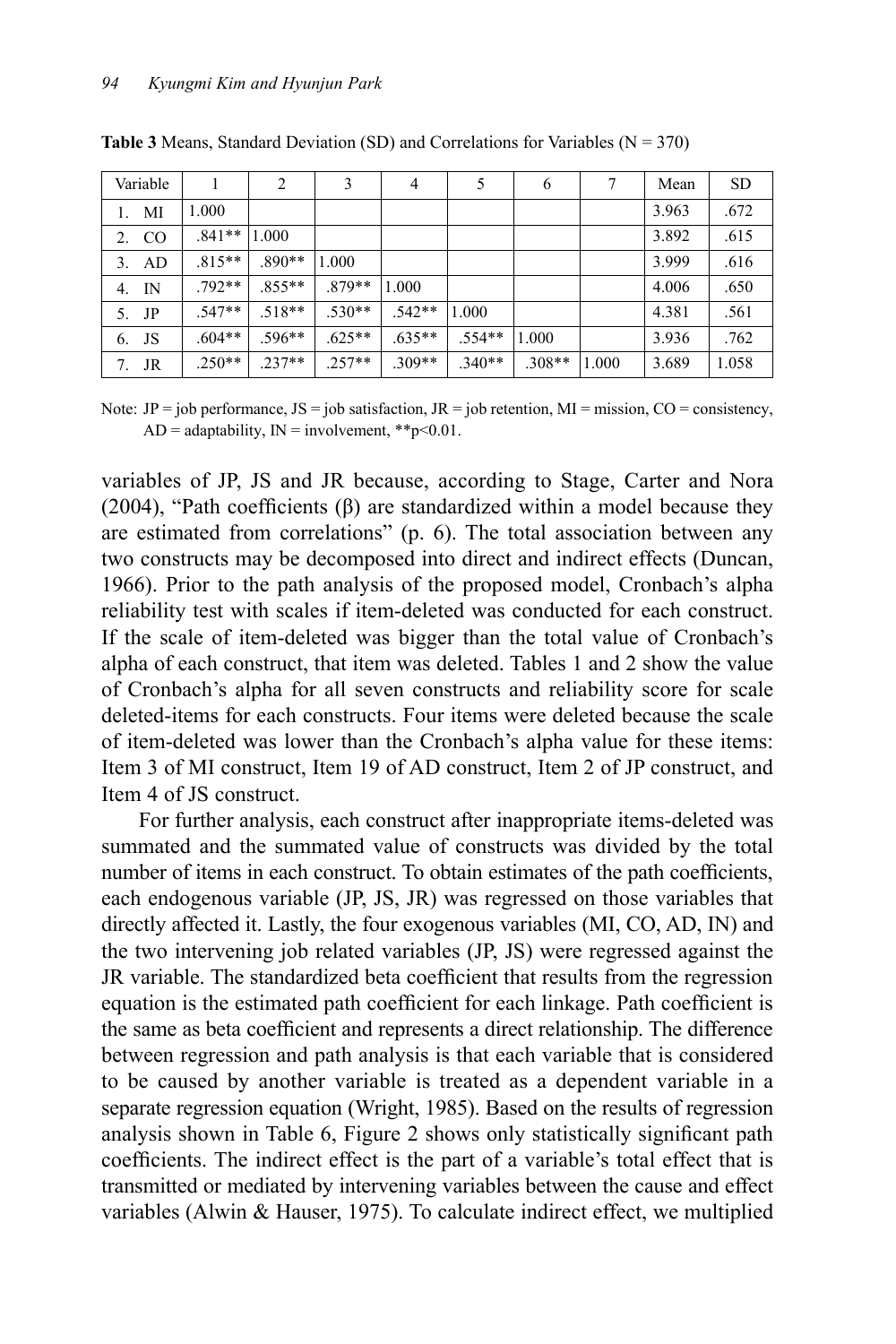**Table 3** Means, Standard Deviation (SD) and Correlations for Variables (N = 370)

| Variable | 1 | 2 | 3 | 4 | 5 | 6 | 7 | Mean | SD |
|---|---|---|---|---|---|---|---|---|---|
| 1. MI | 1.000 | | | | | | | 3.963 | .672 |
| 2. CO | .841** | 1.000 | | | | | | 3.892 | .615 |
| 3. AD | .815** | .890** | 1.000 | | | | | 3.999 | .616 |
| 4. IN | .792** | .855** | .879** | 1.000 | | | | 4.006 | .650 |
| 5. JP | .547** | .518** | .530** | .542** | 1.000 | | | 4.381 | .561 |
| 6. JS | .604** | .596** | .625** | .635** | .554** | 1.000 | | 3.936 | .762 |
| 7. JR | .250** | .237** | .257** | .309** | .340** | .308** | 1.000 | 3.689 | 1.058 |

Note: JP = job performance, JS = job satisfaction, JR = job retention, MI = mission, CO = consistency, AD = adaptability, IN = involvement, **p<0.01.

variables of JP, JS and JR because, according to Stage, Carter and Nora (2004), "Path coefficients (β) are standardized within a model because they are estimated from correlations" (p. 6). The total association between any two constructs may be decomposed into direct and indirect effects (Duncan, 1966). Prior to the path analysis of the proposed model, Cronbach's alpha reliability test with scales if item-deleted was conducted for each construct. If the scale of item-deleted was bigger than the total value of Cronbach's alpha of each construct, that item was deleted. Tables 1 and 2 show the value of Cronbach's alpha for all seven constructs and reliability score for scale deleted-items for each constructs. Four items were deleted because the scale of item-deleted was lower than the Cronbach's alpha value for these items: Item 3 of MI construct, Item 19 of AD construct, Item 2 of JP construct, and Item 4 of JS construct.

For further analysis, each construct after inappropriate items-deleted was summated and the summated value of constructs was divided by the total number of items in each construct. To obtain estimates of the path coefficients, each endogenous variable (JP, JS, JR) was regressed on those variables that directly affected it. Lastly, the four exogenous variables (MI, CO, AD, IN) and the two intervening job related variables (JP, JS) were regressed against the JR variable. The standardized beta coefficient that results from the regression equation is the estimated path coefficient for each linkage. Path coefficient is the same as beta coefficient and represents a direct relationship. The difference between regression and path analysis is that each variable that is considered to be caused by another variable is treated as a dependent variable in a separate regression equation (Wright, 1985). Based on the results of regression analysis shown in Table 6, Figure 2 shows only statistically significant path coefficients. The indirect effect is the part of a variable's total effect that is transmitted or mediated by intervening variables between the cause and effect variables (Alwin & Hauser, 1975). To calculate indirect effect, we multiplied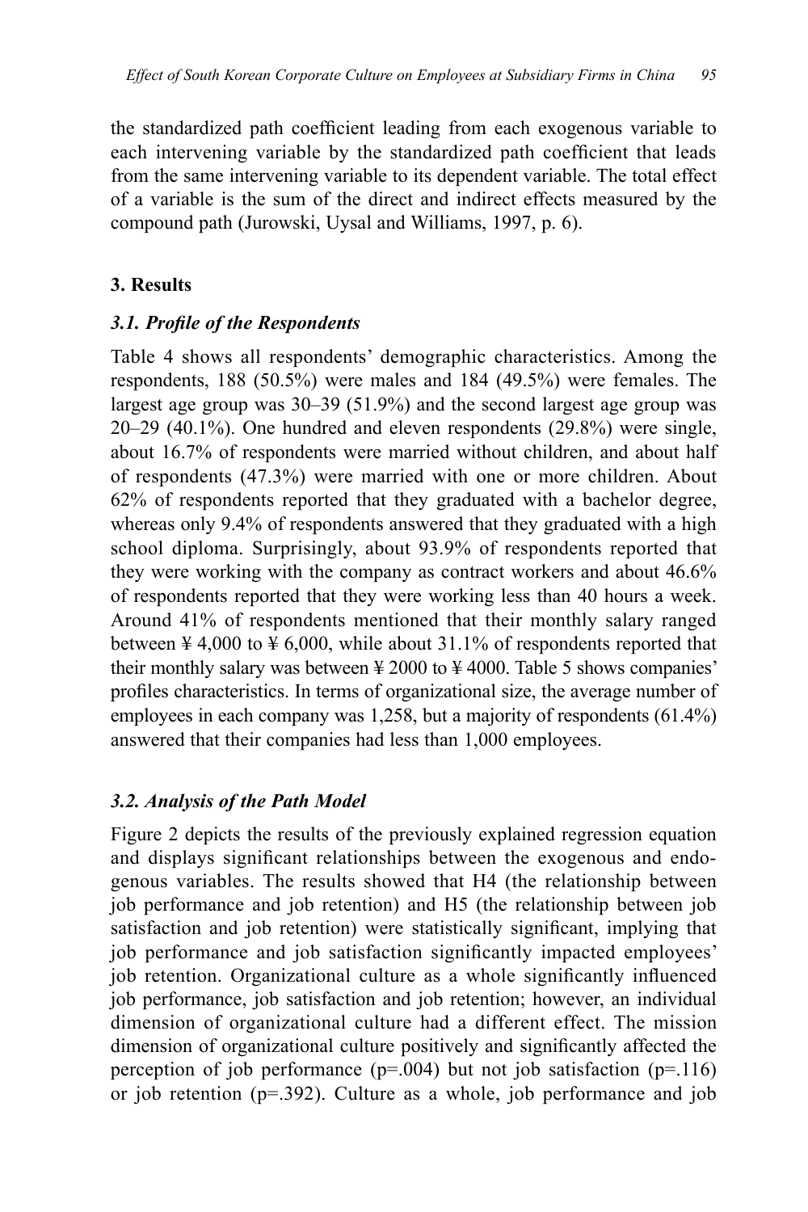the standardized path coefficient leading from each exogenous variable to each intervening variable by the standardized path coefficient that leads from the same intervening variable to its dependent variable. The total effect of a variable is the sum of the direct and indirect effects measured by the compound path (Jurowski, Uysal and Williams, 1997, p. 6).

## 3. Results

### *3.1. Profile of the Respondents*

Table 4 shows all respondents' demographic characteristics. Among the respondents, 188 (50.5%) were males and 184 (49.5%) were females. The largest age group was 30–39 (51.9%) and the second largest age group was 20–29 (40.1%). One hundred and eleven respondents (29.8%) were single, about 16.7% of respondents were married without children, and about half of respondents (47.3%) were married with one or more children. About 62% of respondents reported that they graduated with a bachelor degree, whereas only 9.4% of respondents answered that they graduated with a high school diploma. Surprisingly, about 93.9% of respondents reported that they were working with the company as contract workers and about 46.6% of respondents reported that they were working less than 40 hours a week. Around 41% of respondents mentioned that their monthly salary ranged between ¥ 4,000 to ¥ 6,000, while about 31.1% of respondents reported that their monthly salary was between ¥ 2000 to ¥ 4000. Table 5 shows companies' profiles characteristics. In terms of organizational size, the average number of employees in each company was 1,258, but a majority of respondents (61.4%) answered that their companies had less than 1,000 employees.

### *3.2. Analysis of the Path Model*

Figure 2 depicts the results of the previously explained regression equation and displays significant relationships between the exogenous and endogenous variables. The results showed that H4 (the relationship between job performance and job retention) and H5 (the relationship between job satisfaction and job retention) were statistically significant, implying that job performance and job satisfaction significantly impacted employees' job retention. Organizational culture as a whole significantly influenced job performance, job satisfaction and job retention; however, an individual dimension of organizational culture had a different effect. The mission dimension of organizational culture positively and significantly affected the perception of job performance ($p=.004$) but not job satisfaction ($p=.116$) or job retention ($p=.392$). Culture as a whole, job performance and job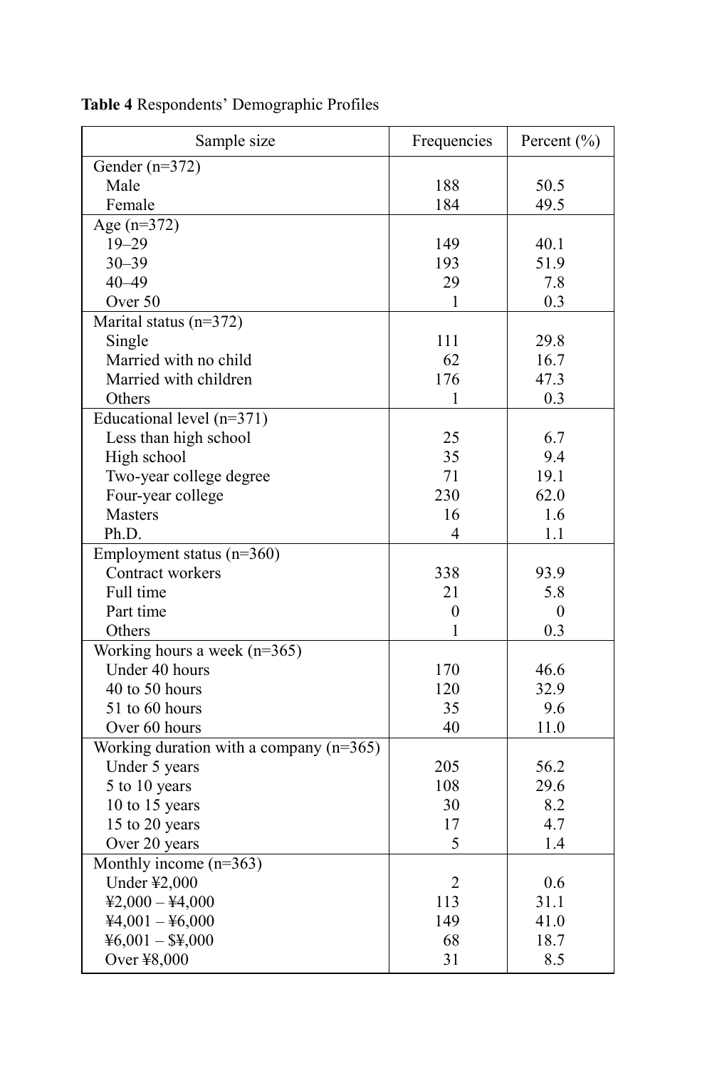**Table 4** Respondents' Demographic Profiles

| Sample size | Frequencies | Percent (%) |
|---|---|---|
| Gender (n=372) | | |
| Male | 188 | 50.5 |
| Female | 184 | 49.5 |
| Age (n=372) | | |
| 19–29 | 149 | 40.1 |
| 30–39 | 193 | 51.9 |
| 40–49 | 29 | 7.8 |
| Over 50 | 1 | 0.3 |
| Marital status (n=372) | | |
| Single | 111 | 29.8 |
| Married with no child | 62 | 16.7 |
| Married with children | 176 | 47.3 |
| Others | 1 | 0.3 |
| Educational level (n=371) | | |
| Less than high school | 25 | 6.7 |
| High school | 35 | 9.4 |
| Two-year college degree | 71 | 19.1 |
| Four-year college | 230 | 62.0 |
| Masters | 16 | 1.6 |
| Ph.D. | 4 | 1.1 |
| Employment status (n=360) | | |
| Contract workers | 338 | 93.9 |
| Full time | 21 | 5.8 |
| Part time | 0 | 0 |
| Others | 1 | 0.3 |
| Working hours a week (n=365) | | |
| Under 40 hours | 170 | 46.6 |
| 40 to 50 hours | 120 | 32.9 |
| 51 to 60 hours | 35 | 9.6 |
| Over 60 hours | 40 | 11.0 |
| Working duration with a company (n=365) | | |
| Under 5 years | 205 | 56.2 |
| 5 to 10 years | 108 | 29.6 |
| 10 to 15 years | 30 | 8.2 |
| 15 to 20 years | 17 | 4.7 |
| Over 20 years | 5 | 1.4 |
| Monthly income (n=363) | | |
| Under ¥2,000 | 2 | 0.6 |
| ¥2,000 – ¥4,000 | 113 | 31.1 |
| ¥4,001 – ¥6,000 | 149 | 41.0 |
| ¥6,001 – $¥,000 | 68 | 18.7 |
| Over ¥8,000 | 31 | 8.5 |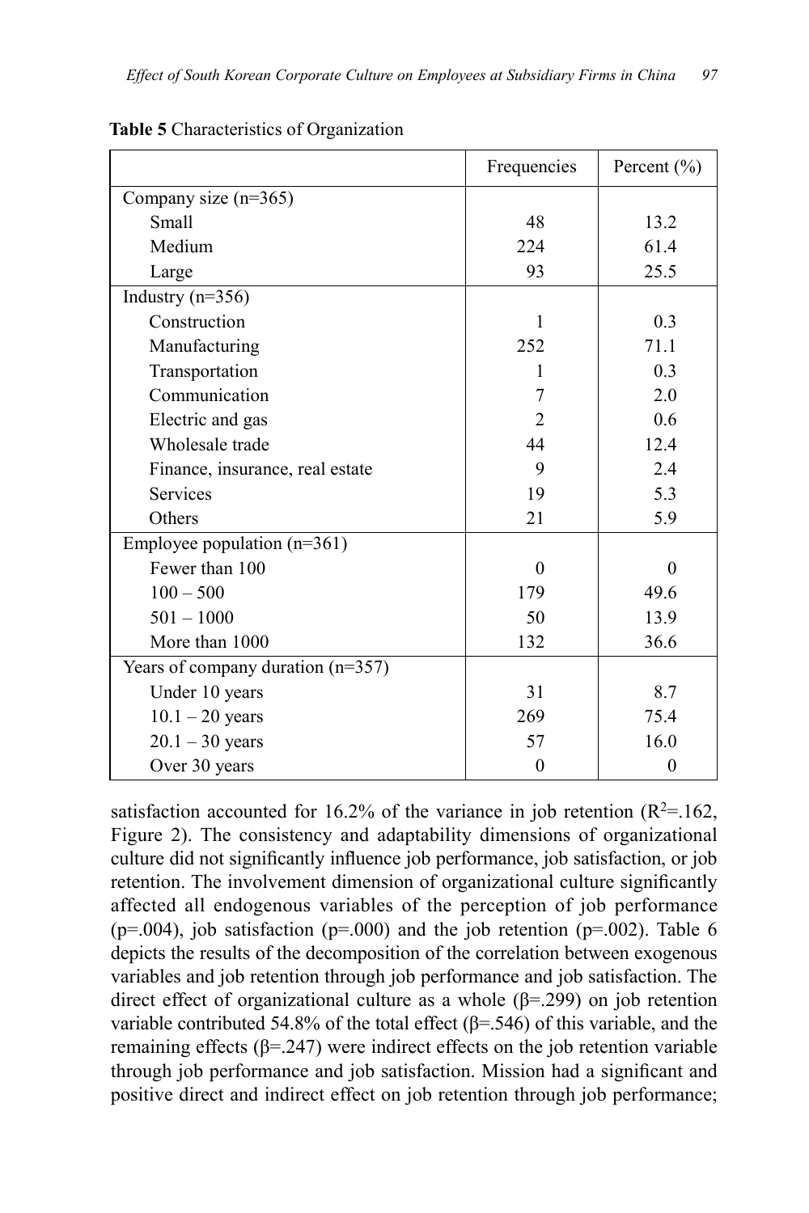**Table 5** Characteristics of Organization

| | Frequencies | Percent (%) |
|---|---|---|
| Company size (n=365) | | |
| Small | 48 | 13.2 |
| Medium | 224 | 61.4 |
| Large | 93 | 25.5 |
| Industry (n=356) | | |
| Construction | 1 | 0.3 |
| Manufacturing | 252 | 71.1 |
| Transportation | 1 | 0.3 |
| Communication | 7 | 2.0 |
| Electric and gas | 2 | 0.6 |
| Wholesale trade | 44 | 12.4 |
| Finance, insurance, real estate | 9 | 2.4 |
| Services | 19 | 5.3 |
| Others | 21 | 5.9 |
| Employee population (n=361) | | |
| Fewer than 100 | 0 | 0 |
| 100 – 500 | 179 | 49.6 |
| 501 – 1000 | 50 | 13.9 |
| More than 1000 | 132 | 36.6 |
| Years of company duration (n=357) | | |
| Under 10 years | 31 | 8.7 |
| 10.1 – 20 years | 269 | 75.4 |
| 20.1 – 30 years | 57 | 16.0 |
| Over 30 years | 0 | 0 |

satisfaction accounted for 16.2% of the variance in job retention ($R^2$=.162, Figure 2). The consistency and adaptability dimensions of organizational culture did not significantly influence job performance, job satisfaction, or job retention. The involvement dimension of organizational culture significantly affected all endogenous variables of the perception of job performance (p=.004), job satisfaction (p=.000) and the job retention (p=.002). Table 6 depicts the results of the decomposition of the correlation between exogenous variables and job retention through job performance and job satisfaction. The direct effect of organizational culture as a whole ($\beta$=.299) on job retention variable contributed 54.8% of the total effect ($\beta$=.546) of this variable, and the remaining effects ($\beta$=.247) were indirect effects on the job retention variable through job performance and job satisfaction. Mission had a significant and positive direct and indirect effect on job retention through job performance;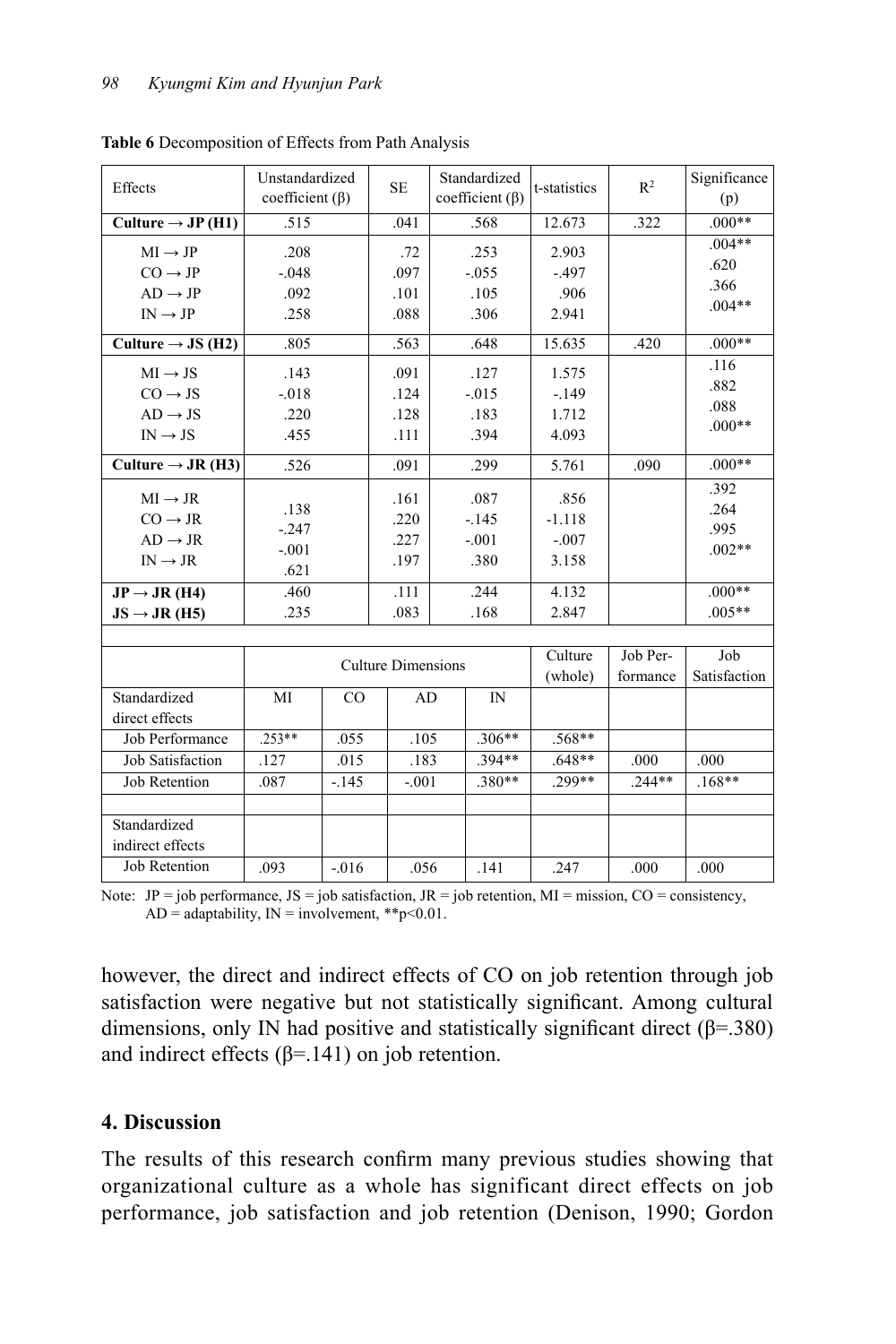**Table 6** Decomposition of Effects from Path Analysis

| Effects | Unstandardized coefficient (β) | SE | Standardized coefficient (β) | t-statistics | $R^2$ | Significance (p) |
|---|---|---|---|---|---|---|
| **Culture → JP (H1)** | .515 | .041 | .568 | 12.673 | .322 | .000** |
| MI → JP | .208 | .72 | .253 | 2.903 | | .004** |
| CO → JP | -.048 | .097 | -.055 | -.497 | | .620 |
| AD → JP | .092 | .101 | .105 | .906 | | .366 |
| IN → JP | .258 | .088 | .306 | 2.941 | | .004** |
| **Culture → JS (H2)** | .805 | .563 | .648 | 15.635 | .420 | .000** |
| MI → JS | .143 | .091 | .127 | 1.575 | | .116 |
| CO → JS | -.018 | .124 | -.015 | -.149 | | .882 |
| AD → JS | .220 | .128 | .183 | 1.712 | | .088 |
| IN → JS | .455 | .111 | .394 | 4.093 | | .000** |
| **Culture → JR (H3)** | .526 | .091 | .299 | 5.761 | .090 | .000** |
| MI → JR | .138 | .161 | .087 | .856 | | .392 |
| CO → JR | -.247 | .220 | -.145 | -1.118 | | .264 |
| AD → JR | -.001 | .227 | -.001 | -.007 | | .995 |
| IN → JR | .621 | .197 | .380 | 3.158 | | .002** |
| **JP → JR (H4)** | .460 | .111 | .244 | 4.132 | | .000** |
| **JS → JR (H5)** | .235 | .083 | .168 | 2.847 | | .005** |

| | Culture Dimensions | | | | Culture (whole) | Job Performance | Job Satisfaction |
|---|---|---|---|---|---|---|---|
| Standardized direct effects | MI | CO | AD | IN | | | |
| Job Performance | .253** | .055 | .105 | .306** | .568** | | |
| Job Satisfaction | .127 | .015 | .183 | .394** | .648** | .000 | .000 |
| Job Retention | .087 | -.145 | -.001 | .380** | .299** | .244** | .168** |
| Standardized indirect effects | | | | | | | |
| Job Retention | .093 | -.016 | .056 | .141 | .247 | .000 | .000 |

Note: JP = job performance, JS = job satisfaction, JR = job retention, MI = mission, CO = consistency, AD = adaptability, IN = involvement, **$p<0.01$.

however, the direct and indirect effects of CO on job retention through job satisfaction were negative but not statistically significant. Among cultural dimensions, only IN had positive and statistically significant direct (β=.380) and indirect effects (β=.141) on job retention.

## 4. Discussion

The results of this research confirm many previous studies showing that organizational culture as a whole has significant direct effects on job performance, job satisfaction and job retention (Denison, 1990; Gordon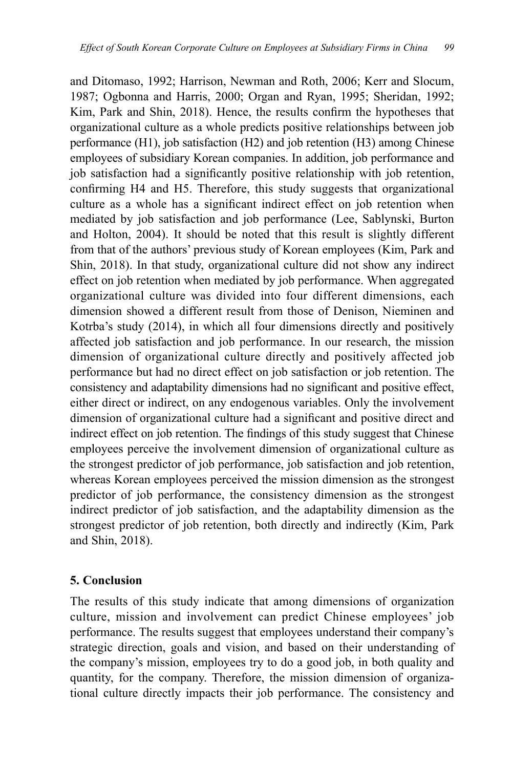and Ditomaso, 1992; Harrison, Newman and Roth, 2006; Kerr and Slocum, 1987; Ogbonna and Harris, 2000; Organ and Ryan, 1995; Sheridan, 1992; Kim, Park and Shin, 2018). Hence, the results confirm the hypotheses that organizational culture as a whole predicts positive relationships between job performance (H1), job satisfaction (H2) and job retention (H3) among Chinese employees of subsidiary Korean companies. In addition, job performance and job satisfaction had a significantly positive relationship with job retention, confirming H4 and H5. Therefore, this study suggests that organizational culture as a whole has a significant indirect effect on job retention when mediated by job satisfaction and job performance (Lee, Sablynski, Burton and Holton, 2004). It should be noted that this result is slightly different from that of the authors' previous study of Korean employees (Kim, Park and Shin, 2018). In that study, organizational culture did not show any indirect effect on job retention when mediated by job performance. When aggregated organizational culture was divided into four different dimensions, each dimension showed a different result from those of Denison, Nieminen and Kotrba's study (2014), in which all four dimensions directly and positively affected job satisfaction and job performance. In our research, the mission dimension of organizational culture directly and positively affected job performance but had no direct effect on job satisfaction or job retention. The consistency and adaptability dimensions had no significant and positive effect, either direct or indirect, on any endogenous variables. Only the involvement dimension of organizational culture had a significant and positive direct and indirect effect on job retention. The findings of this study suggest that Chinese employees perceive the involvement dimension of organizational culture as the strongest predictor of job performance, job satisfaction and job retention, whereas Korean employees perceived the mission dimension as the strongest predictor of job performance, the consistency dimension as the strongest indirect predictor of job satisfaction, and the adaptability dimension as the strongest predictor of job retention, both directly and indirectly (Kim, Park and Shin, 2018).

## 5. Conclusion

The results of this study indicate that among dimensions of organization culture, mission and involvement can predict Chinese employees' job performance. The results suggest that employees understand their company's strategic direction, goals and vision, and based on their understanding of the company's mission, employees try to do a good job, in both quality and quantity, for the company. Therefore, the mission dimension of organizational culture directly impacts their job performance. The consistency and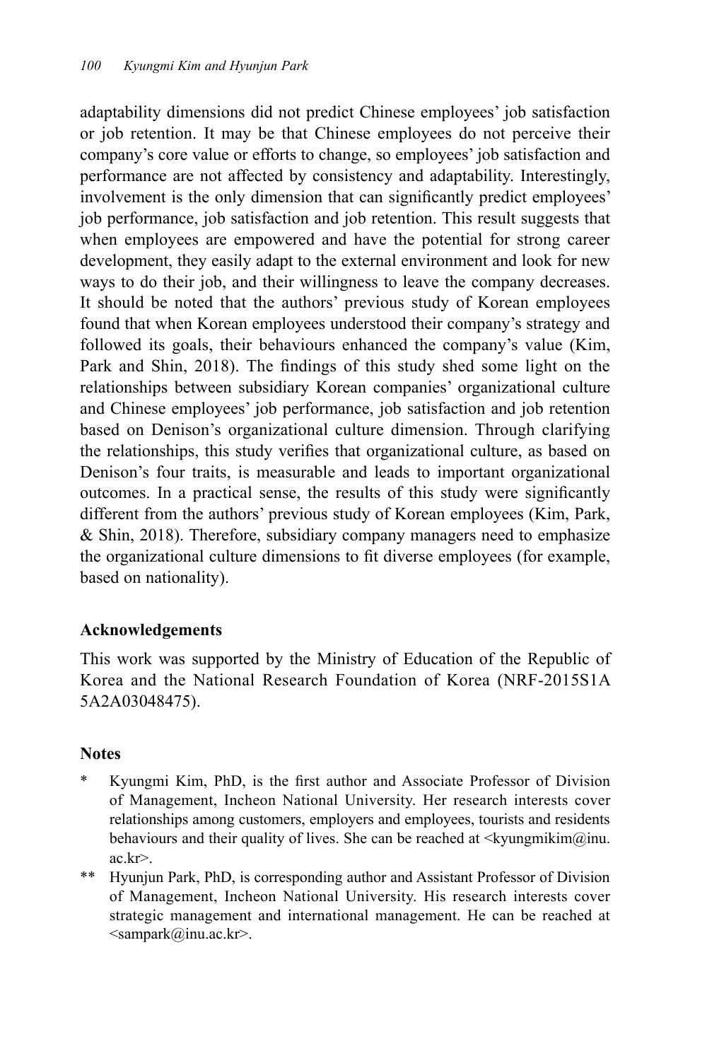adaptability dimensions did not predict Chinese employees' job satisfaction or job retention. It may be that Chinese employees do not perceive their company's core value or efforts to change, so employees' job satisfaction and performance are not affected by consistency and adaptability. Interestingly, involvement is the only dimension that can significantly predict employees' job performance, job satisfaction and job retention. This result suggests that when employees are empowered and have the potential for strong career development, they easily adapt to the external environment and look for new ways to do their job, and their willingness to leave the company decreases. It should be noted that the authors' previous study of Korean employees found that when Korean employees understood their company's strategy and followed its goals, their behaviours enhanced the company's value (Kim, Park and Shin, 2018). The findings of this study shed some light on the relationships between subsidiary Korean companies' organizational culture and Chinese employees' job performance, job satisfaction and job retention based on Denison's organizational culture dimension. Through clarifying the relationships, this study verifies that organizational culture, as based on Denison's four traits, is measurable and leads to important organizational outcomes. In a practical sense, the results of this study were significantly different from the authors' previous study of Korean employees (Kim, Park, & Shin, 2018). Therefore, subsidiary company managers need to emphasize the organizational culture dimensions to fit diverse employees (for example, based on nationality).

## Acknowledgements

This work was supported by the Ministry of Education of the Republic of Korea and the National Research Foundation of Korea (NRF-2015S1A5A2A03048475).

## Notes

\* Kyungmi Kim, PhD, is the first author and Associate Professor of Division of Management, Incheon National University. Her research interests cover relationships among customers, employers and employees, tourists and residents behaviours and their quality of lives. She can be reached at <kyungmikim@inu.ac.kr>.

\*\* Hyunjun Park, PhD, is corresponding author and Assistant Professor of Division of Management, Incheon National University. His research interests cover strategic management and international management. He can be reached at <sampark@inu.ac.kr>.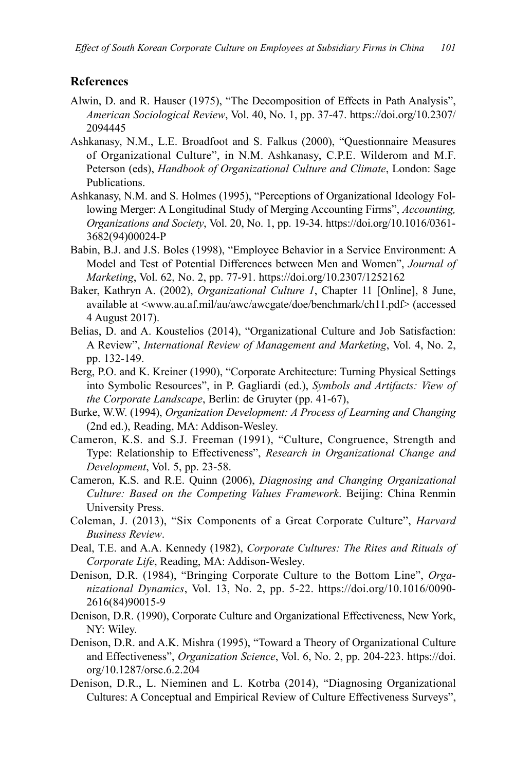## References

Alwin, D. and R. Hauser (1975), "The Decomposition of Effects in Path Analysis", *American Sociological Review*, Vol. 40, No. 1, pp. 37-47. https://doi.org/10.2307/2094445

Ashkanasy, N.M., L.E. Broadfoot and S. Falkus (2000), "Questionnaire Measures of Organizational Culture", in N.M. Ashkanasy, C.P.E. Wilderom and M.F. Peterson (eds), *Handbook of Organizational Culture and Climate*, London: Sage Publications.

Ashkanasy, N.M. and S. Holmes (1995), "Perceptions of Organizational Ideology Following Merger: A Longitudinal Study of Merging Accounting Firms", *Accounting, Organizations and Society*, Vol. 20, No. 1, pp. 19-34. https://doi.org/10.1016/0361-3682(94)00024-P

Babin, B.J. and J.S. Boles (1998), "Employee Behavior in a Service Environment: A Model and Test of Potential Differences between Men and Women", *Journal of Marketing*, Vol. 62, No. 2, pp. 77-91. https://doi.org/10.2307/1252162

Baker, Kathryn A. (2002), *Organizational Culture 1*, Chapter 11 [Online], 8 June, available at <www.au.af.mil/au/awc/awcgate/doe/benchmark/ch11.pdf> (accessed 4 August 2017).

Belias, D. and A. Koustelios (2014), "Organizational Culture and Job Satisfaction: A Review", *International Review of Management and Marketing*, Vol. 4, No. 2, pp. 132-149.

Berg, P.O. and K. Kreiner (1990), "Corporate Architecture: Turning Physical Settings into Symbolic Resources", in P. Gagliardi (ed.), *Symbols and Artifacts: View of the Corporate Landscape*, Berlin: de Gruyter (pp. 41-67),

Burke, W.W. (1994), *Organization Development: A Process of Learning and Changing* (2nd ed.), Reading, MA: Addison-Wesley.

Cameron, K.S. and S.J. Freeman (1991), "Culture, Congruence, Strength and Type: Relationship to Effectiveness", *Research in Organizational Change and Development*, Vol. 5, pp. 23-58.

Cameron, K.S. and R.E. Quinn (2006), *Diagnosing and Changing Organizational Culture: Based on the Competing Values Framework*. Beijing: China Renmin University Press.

Coleman, J. (2013), "Six Components of a Great Corporate Culture", *Harvard Business Review*.

Deal, T.E. and A.A. Kennedy (1982), *Corporate Cultures: The Rites and Rituals of Corporate Life*, Reading, MA: Addison-Wesley.

Denison, D.R. (1984), "Bringing Corporate Culture to the Bottom Line", *Organizational Dynamics*, Vol. 13, No. 2, pp. 5-22. https://doi.org/10.1016/0090-2616(84)90015-9

Denison, D.R. (1990), Corporate Culture and Organizational Effectiveness, New York, NY: Wiley.

Denison, D.R. and A.K. Mishra (1995), "Toward a Theory of Organizational Culture and Effectiveness", *Organization Science*, Vol. 6, No. 2, pp. 204-223. https://doi.org/10.1287/orsc.6.2.204

Denison, D.R., L. Nieminen and L. Kotrba (2014), "Diagnosing Organizational Cultures: A Conceptual and Empirical Review of Culture Effectiveness Surveys",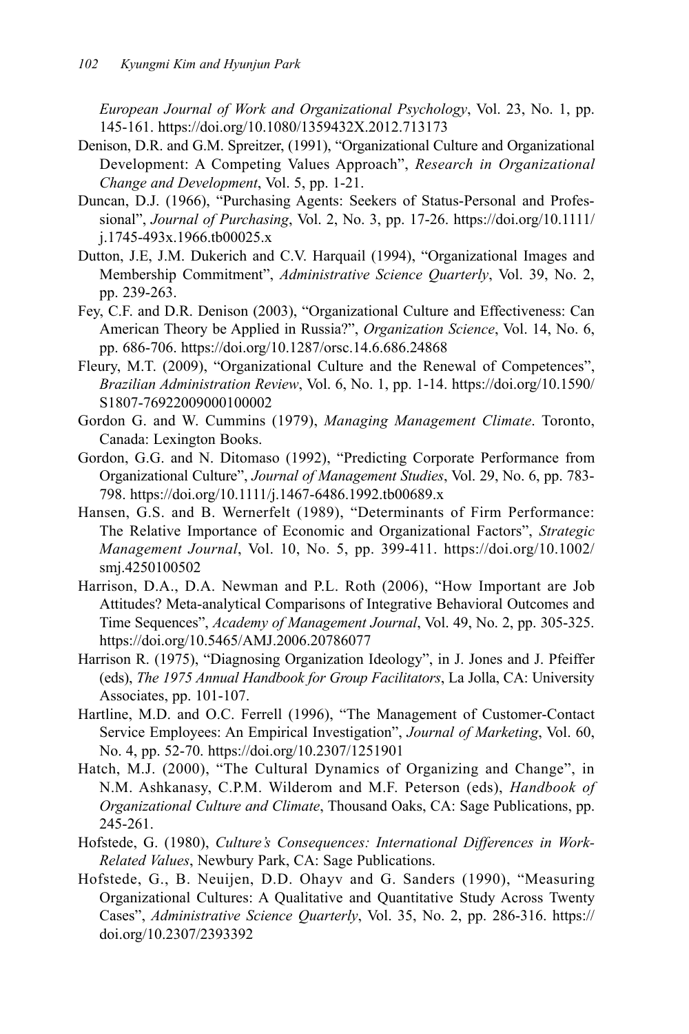*European Journal of Work and Organizational Psychology*, Vol. 23, No. 1, pp. 145-161. https://doi.org/10.1080/1359432X.2012.713173

Denison, D.R. and G.M. Spreitzer, (1991), "Organizational Culture and Organizational Development: A Competing Values Approach", *Research in Organizational Change and Development*, Vol. 5, pp. 1-21.

Duncan, D.J. (1966), "Purchasing Agents: Seekers of Status-Personal and Professional", *Journal of Purchasing*, Vol. 2, No. 3, pp. 17-26. https://doi.org/10.1111/j.1745-493x.1966.tb00025.x

Dutton, J.E, J.M. Dukerich and C.V. Harquail (1994), "Organizational Images and Membership Commitment", *Administrative Science Quarterly*, Vol. 39, No. 2, pp. 239-263.

Fey, C.F. and D.R. Denison (2003), "Organizational Culture and Effectiveness: Can American Theory be Applied in Russia?", *Organization Science*, Vol. 14, No. 6, pp. 686-706. https://doi.org/10.1287/orsc.14.6.686.24868

Fleury, M.T. (2009), "Organizational Culture and the Renewal of Competences", *Brazilian Administration Review*, Vol. 6, No. 1, pp. 1-14. https://doi.org/10.1590/S1807-76922009000100002

Gordon G. and W. Cummins (1979), *Managing Management Climate*. Toronto, Canada: Lexington Books.

Gordon, G.G. and N. Ditomaso (1992), "Predicting Corporate Performance from Organizational Culture", *Journal of Management Studies*, Vol. 29, No. 6, pp. 783-798. https://doi.org/10.1111/j.1467-6486.1992.tb00689.x

Hansen, G.S. and B. Wernerfelt (1989), "Determinants of Firm Performance: The Relative Importance of Economic and Organizational Factors", *Strategic Management Journal*, Vol. 10, No. 5, pp. 399-411. https://doi.org/10.1002/smj.4250100502

Harrison, D.A., D.A. Newman and P.L. Roth (2006), "How Important are Job Attitudes? Meta-analytical Comparisons of Integrative Behavioral Outcomes and Time Sequences", *Academy of Management Journal*, Vol. 49, No. 2, pp. 305-325. https://doi.org/10.5465/AMJ.2006.20786077

Harrison R. (1975), "Diagnosing Organization Ideology", in J. Jones and J. Pfeiffer (eds), *The 1975 Annual Handbook for Group Facilitators*, La Jolla, CA: University Associates, pp. 101-107.

Hartline, M.D. and O.C. Ferrell (1996), "The Management of Customer-Contact Service Employees: An Empirical Investigation", *Journal of Marketing*, Vol. 60, No. 4, pp. 52-70. https://doi.org/10.2307/1251901

Hatch, M.J. (2000), "The Cultural Dynamics of Organizing and Change", in N.M. Ashkanasy, C.P.M. Wilderom and M.F. Peterson (eds), *Handbook of Organizational Culture and Climate*, Thousand Oaks, CA: Sage Publications, pp. 245-261.

Hofstede, G. (1980), *Culture's Consequences: International Differences in Work-Related Values*, Newbury Park, CA: Sage Publications.

Hofstede, G., B. Neuijen, D.D. Ohayv and G. Sanders (1990), "Measuring Organizational Cultures: A Qualitative and Quantitative Study Across Twenty Cases", *Administrative Science Quarterly*, Vol. 35, No. 2, pp. 286-316. https://doi.org/10.2307/2393392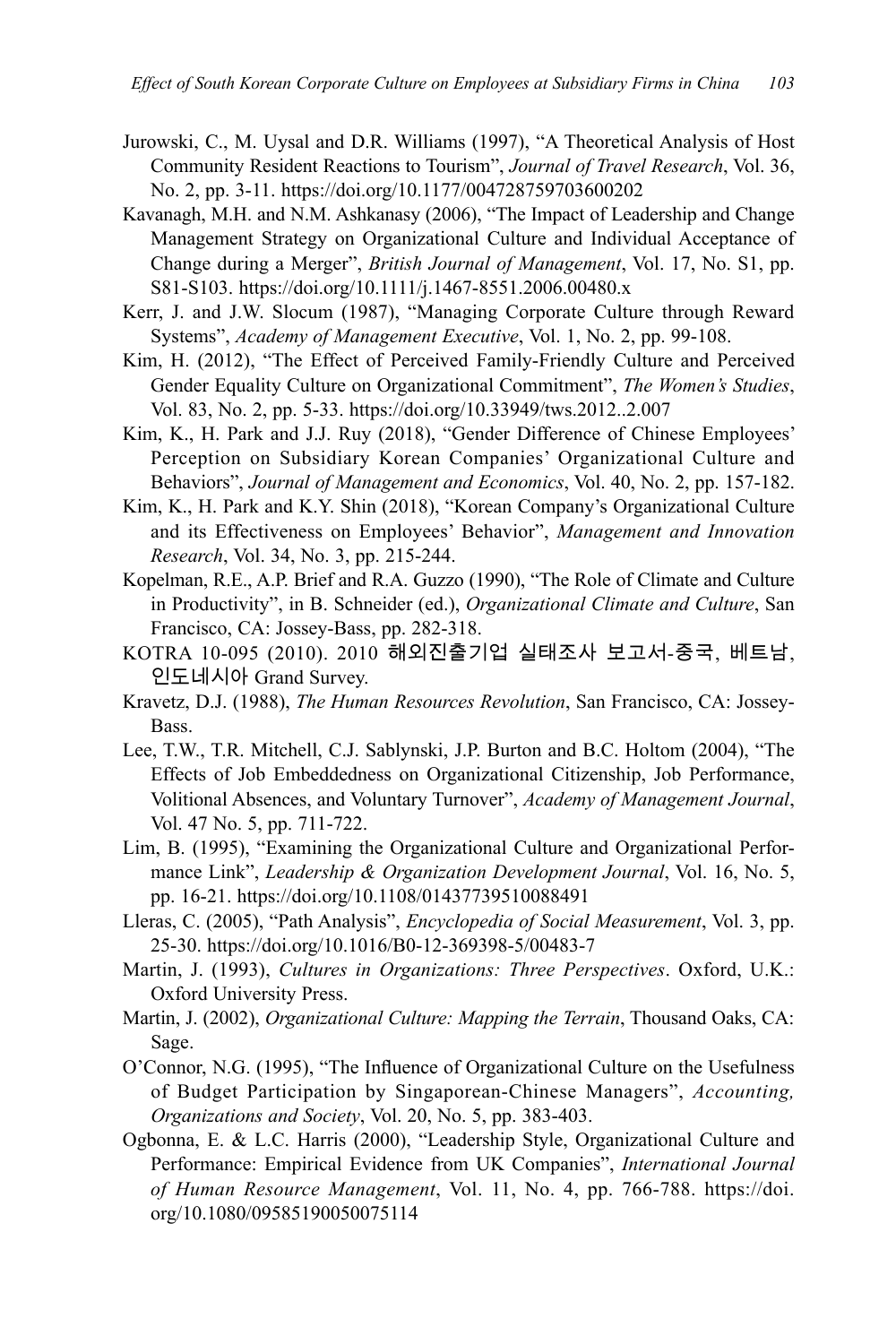Jurowski, C., M. Uysal and D.R. Williams (1997), "A Theoretical Analysis of Host Community Resident Reactions to Tourism", *Journal of Travel Research*, Vol. 36, No. 2, pp. 3-11. https://doi.org/10.1177/004728759703600202

Kavanagh, M.H. and N.M. Ashkanasy (2006), "The Impact of Leadership and Change Management Strategy on Organizational Culture and Individual Acceptance of Change during a Merger", *British Journal of Management*, Vol. 17, No. S1, pp. S81-S103. https://doi.org/10.1111/j.1467-8551.2006.00480.x

Kerr, J. and J.W. Slocum (1987), "Managing Corporate Culture through Reward Systems", *Academy of Management Executive*, Vol. 1, No. 2, pp. 99-108.

Kim, H. (2012), "The Effect of Perceived Family-Friendly Culture and Perceived Gender Equality Culture on Organizational Commitment", *The Women's Studies*, Vol. 83, No. 2, pp. 5-33. https://doi.org/10.33949/tws.2012..2.007

Kim, K., H. Park and J.J. Ruy (2018), "Gender Difference of Chinese Employees' Perception on Subsidiary Korean Companies' Organizational Culture and Behaviors", *Journal of Management and Economics*, Vol. 40, No. 2, pp. 157-182.

Kim, K., H. Park and K.Y. Shin (2018), "Korean Company's Organizational Culture and its Effectiveness on Employees' Behavior", *Management and Innovation Research*, Vol. 34, No. 3, pp. 215-244.

Kopelman, R.E., A.P. Brief and R.A. Guzzo (1990), "The Role of Climate and Culture in Productivity", in B. Schneider (ed.), *Organizational Climate and Culture*, San Francisco, CA: Jossey-Bass, pp. 282-318.

KOTRA 10-095 (2010). 2010 해외진출기업 실태조사 보고서-중국, 베트남, 인도네시아 Grand Survey.

Kravetz, D.J. (1988), *The Human Resources Revolution*, San Francisco, CA: Jossey-Bass.

Lee, T.W., T.R. Mitchell, C.J. Sablynski, J.P. Burton and B.C. Holtom (2004), "The Effects of Job Embeddedness on Organizational Citizenship, Job Performance, Volitional Absences, and Voluntary Turnover", *Academy of Management Journal*, Vol. 47 No. 5, pp. 711-722.

Lim, B. (1995), "Examining the Organizational Culture and Organizational Performance Link", *Leadership & Organization Development Journal*, Vol. 16, No. 5, pp. 16-21. https://doi.org/10.1108/01437739510088491

Lleras, C. (2005), "Path Analysis", *Encyclopedia of Social Measurement*, Vol. 3, pp. 25-30. https://doi.org/10.1016/B0-12-369398-5/00483-7

Martin, J. (1993), *Cultures in Organizations: Three Perspectives*. Oxford, U.K.: Oxford University Press.

Martin, J. (2002), *Organizational Culture: Mapping the Terrain*, Thousand Oaks, CA: Sage.

O'Connor, N.G. (1995), "The Influence of Organizational Culture on the Usefulness of Budget Participation by Singaporean-Chinese Managers", *Accounting, Organizations and Society*, Vol. 20, No. 5, pp. 383-403.

Ogbonna, E. & L.C. Harris (2000), "Leadership Style, Organizational Culture and Performance: Empirical Evidence from UK Companies", *International Journal of Human Resource Management*, Vol. 11, No. 4, pp. 766-788. https://doi.org/10.1080/09585190050075114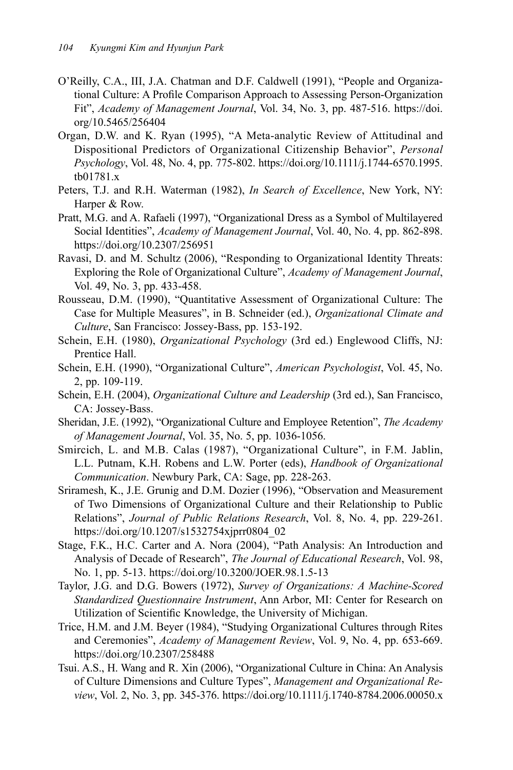O'Reilly, C.A., III, J.A. Chatman and D.F. Caldwell (1991), "People and Organizational Culture: A Profile Comparison Approach to Assessing Person-Organization Fit", *Academy of Management Journal*, Vol. 34, No. 3, pp. 487-516. https://doi.org/10.5465/256404

Organ, D.W. and K. Ryan (1995), "A Meta-analytic Review of Attitudinal and Dispositional Predictors of Organizational Citizenship Behavior", *Personal Psychology*, Vol. 48, No. 4, pp. 775-802. https://doi.org/10.1111/j.1744-6570.1995.tb01781.x

Peters, T.J. and R.H. Waterman (1982), *In Search of Excellence*, New York, NY: Harper & Row.

Pratt, M.G. and A. Rafaeli (1997), "Organizational Dress as a Symbol of Multilayered Social Identities", *Academy of Management Journal*, Vol. 40, No. 4, pp. 862-898. https://doi.org/10.2307/256951

Ravasi, D. and M. Schultz (2006), "Responding to Organizational Identity Threats: Exploring the Role of Organizational Culture", *Academy of Management Journal*, Vol. 49, No. 3, pp. 433-458.

Rousseau, D.M. (1990), "Quantitative Assessment of Organizational Culture: The Case for Multiple Measures", in B. Schneider (ed.), *Organizational Climate and Culture*, San Francisco: Jossey-Bass, pp. 153-192.

Schein, E.H. (1980), *Organizational Psychology* (3rd ed.) Englewood Cliffs, NJ: Prentice Hall.

Schein, E.H. (1990), "Organizational Culture", *American Psychologist*, Vol. 45, No. 2, pp. 109-119.

Schein, E.H. (2004), *Organizational Culture and Leadership* (3rd ed.), San Francisco, CA: Jossey-Bass.

Sheridan, J.E. (1992), "Organizational Culture and Employee Retention", *The Academy of Management Journal*, Vol. 35, No. 5, pp. 1036-1056.

Smircich, L. and M.B. Calas (1987), "Organizational Culture", in F.M. Jablin, L.L. Putnam, K.H. Robens and L.W. Porter (eds), *Handbook of Organizational Communication*. Newbury Park, CA: Sage, pp. 228-263.

Sriramesh, K., J.E. Grunig and D.M. Dozier (1996), "Observation and Measurement of Two Dimensions of Organizational Culture and their Relationship to Public Relations", *Journal of Public Relations Research*, Vol. 8, No. 4, pp. 229-261. https://doi.org/10.1207/s1532754xjprr0804_02

Stage, F.K., H.C. Carter and A. Nora (2004), "Path Analysis: An Introduction and Analysis of Decade of Research", *The Journal of Educational Research*, Vol. 98, No. 1, pp. 5-13. https://doi.org/10.3200/JOER.98.1.5-13

Taylor, J.G. and D.G. Bowers (1972), *Survey of Organizations: A Machine-Scored Standardized Questionnaire Instrument*, Ann Arbor, MI: Center for Research on Utilization of Scientific Knowledge, the University of Michigan.

Trice, H.M. and J.M. Beyer (1984), "Studying Organizational Cultures through Rites and Ceremonies", *Academy of Management Review*, Vol. 9, No. 4, pp. 653-669. https://doi.org/10.2307/258488

Tsui. A.S., H. Wang and R. Xin (2006), "Organizational Culture in China: An Analysis of Culture Dimensions and Culture Types", *Management and Organizational Review*, Vol. 2, No. 3, pp. 345-376. https://doi.org/10.1111/j.1740-8784.2006.00050.x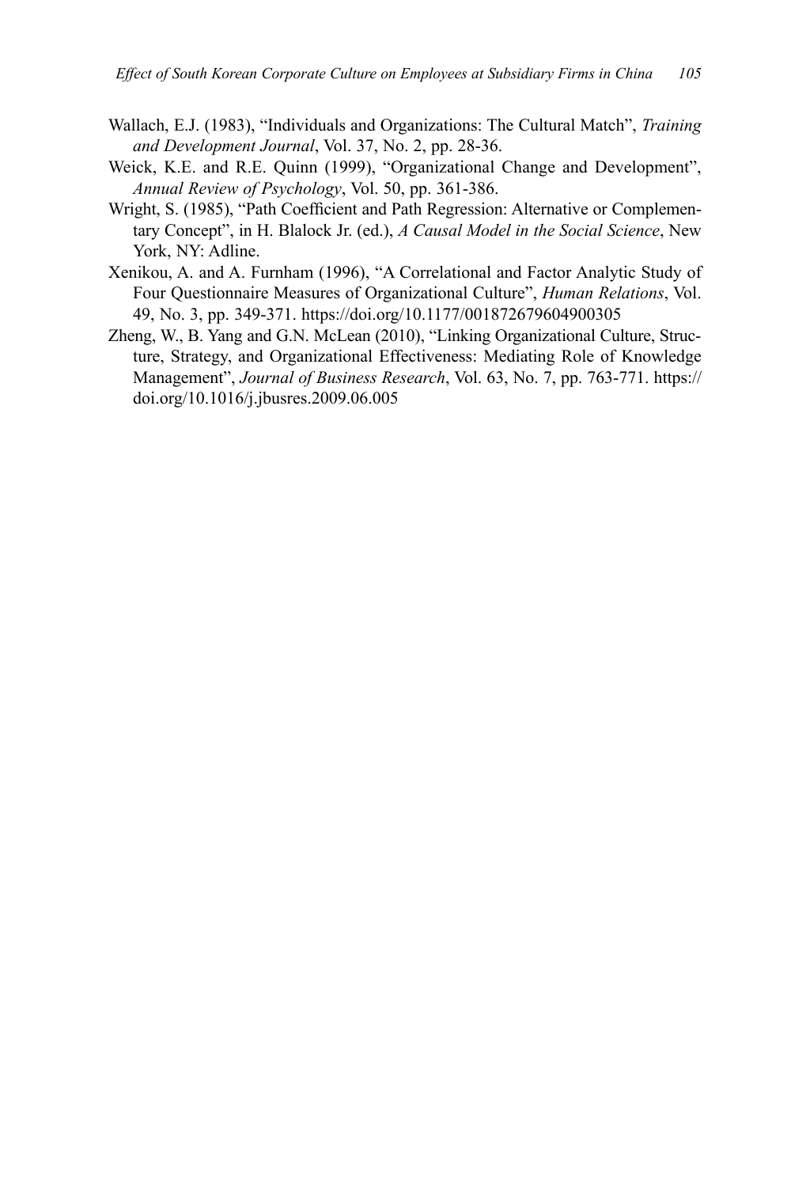Wallach, E.J. (1983), "Individuals and Organizations: The Cultural Match", *Training and Development Journal*, Vol. 37, No. 2, pp. 28-36.

Weick, K.E. and R.E. Quinn (1999), "Organizational Change and Development", *Annual Review of Psychology*, Vol. 50, pp. 361-386.

Wright, S. (1985), "Path Coefficient and Path Regression: Alternative or Complementary Concept", in H. Blalock Jr. (ed.), *A Causal Model in the Social Science*, New York, NY: Adline.

Xenikou, A. and A. Furnham (1996), "A Correlational and Factor Analytic Study of Four Questionnaire Measures of Organizational Culture", *Human Relations*, Vol. 49, No. 3, pp. 349-371. https://doi.org/10.1177/001872679604900305

Zheng, W., B. Yang and G.N. McLean (2010), "Linking Organizational Culture, Structure, Strategy, and Organizational Effectiveness: Mediating Role of Knowledge Management", *Journal of Business Research*, Vol. 63, No. 7, pp. 763-771. https://doi.org/10.1016/j.jbusres.2009.06.005